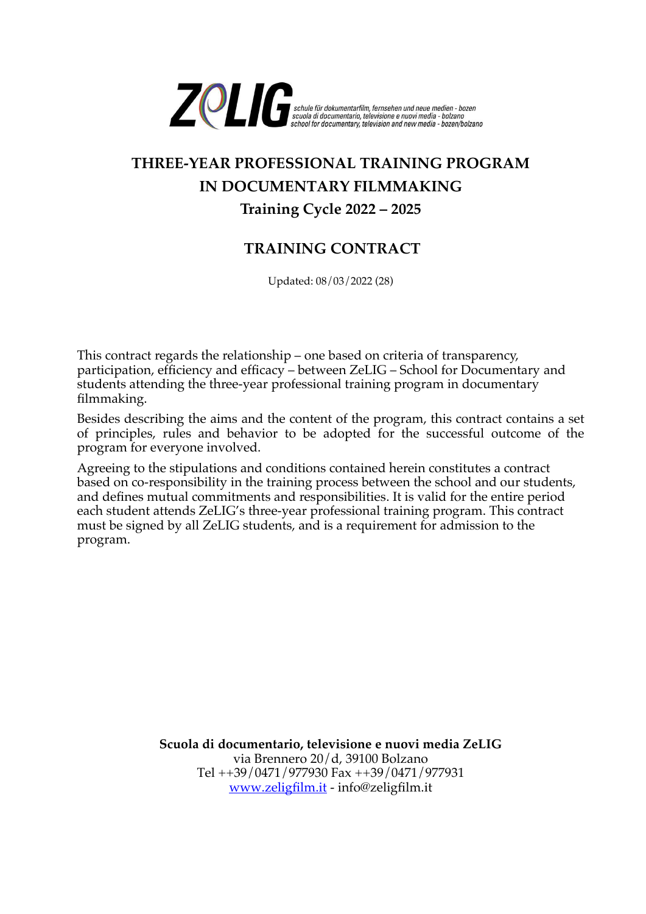ZeLIG schule für dokumentarfilm, fernsehen und neue medien - bozen
scuola di documentario, televisione e nuovi media - bolzano
school for documentary, television and new media - bozen/bolzano

# THREE-YEAR PROFESSIONAL TRAINING PROGRAM IN DOCUMENTARY FILMMAKING

## Training Cycle 2022 – 2025

## TRAINING CONTRACT

Updated: 08/03/2022 (28)

This contract regards the relationship – one based on criteria of transparency, participation, efficiency and efficacy – between ZeLIG – School for Documentary and students attending the three-year professional training program in documentary filmmaking.

Besides describing the aims and the content of the program, this contract contains a set of principles, rules and behavior to be adopted for the successful outcome of the program for everyone involved.

Agreeing to the stipulations and conditions contained herein constitutes a contract based on co-responsibility in the training process between the school and our students, and defines mutual commitments and responsibilities. It is valid for the entire period each student attends ZeLIG's three-year professional training program. This contract must be signed by all ZeLIG students, and is a requirement for admission to the program.

**Scuola di documentario, televisione e nuovi media ZeLIG**
via Brennero 20/d, 39100 Bolzano
Tel ++39/0471/977930 Fax ++39/0471/977931
www.zeligfilm.it - info@zeligfilm.it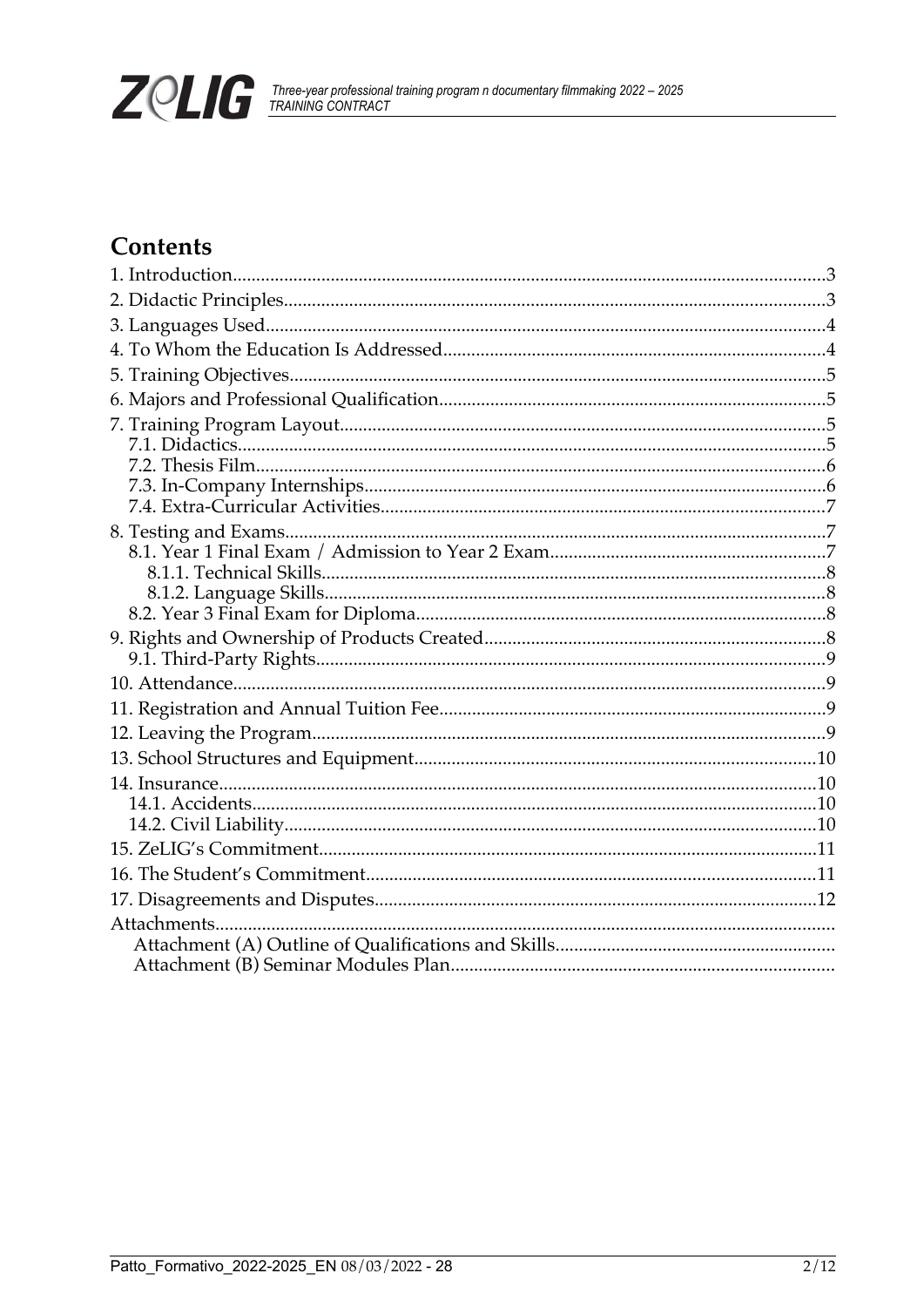## Contents

1. Introduction.....3
2. Didactic Principles.....3
3. Languages Used.....4
4. To Whom the Education Is Addressed.....4
5. Training Objectives.....5
6. Majors and Professional Qualification.....5
7. Training Program Layout.....5
   - 7.1. Didactics.....5
   - 7.2. Thesis Film.....6
   - 7.3. In-Company Internships.....6
   - 7.4. Extra-Curricular Activities.....7
8. Testing and Exams.....7
   - 8.1. Year 1 Final Exam / Admission to Year 2 Exam.....7
     - 8.1.1. Technical Skills.....8
     - 8.1.2. Language Skills.....8
   - 8.2. Year 3 Final Exam for Diploma.....8
9. Rights and Ownership of Products Created.....8
   - 9.1. Third-Party Rights.....9
10. Attendance.....9
11. Registration and Annual Tuition Fee.....9
12. Leaving the Program.....9
13. School Structures and Equipment.....10
14. Insurance.....10
    - 14.1. Accidents.....10
    - 14.2. Civil Liability.....10
15. ZeLIG's Commitment.....11
16. The Student's Commitment.....11
17. Disagreements and Disputes.....12

Attachments.....
- Attachment (A) Outline of Qualifications and Skills.....
- Attachment (B) Seminar Modules Plan.....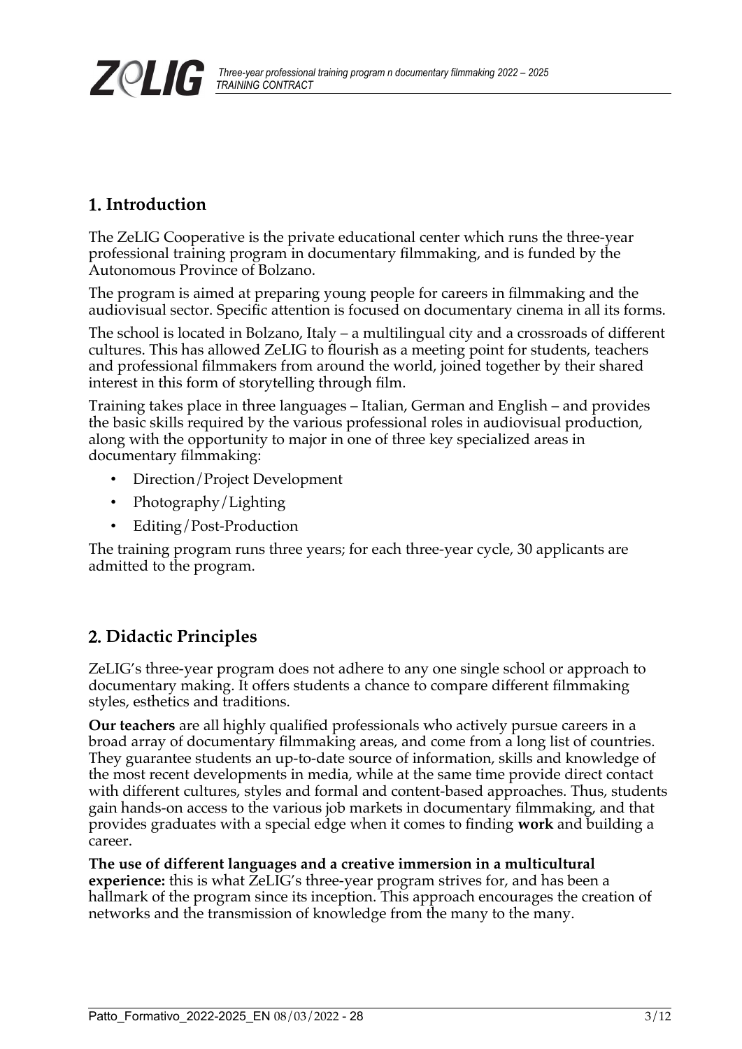## 1. Introduction

The ZeLIG Cooperative is the private educational center which runs the three-year professional training program in documentary filmmaking, and is funded by the Autonomous Province of Bolzano.

The program is aimed at preparing young people for careers in filmmaking and the audiovisual sector. Specific attention is focused on documentary cinema in all its forms.

The school is located in Bolzano, Italy – a multilingual city and a crossroads of different cultures. This has allowed ZeLIG to flourish as a meeting point for students, teachers and professional filmmakers from around the world, joined together by their shared interest in this form of storytelling through film.

Training takes place in three languages – Italian, German and English – and provides the basic skills required by the various professional roles in audiovisual production, along with the opportunity to major in one of three key specialized areas in documentary filmmaking:

- Direction/Project Development
- Photography/Lighting
- Editing/Post-Production

The training program runs three years; for each three-year cycle, 30 applicants are admitted to the program.

## 2. Didactic Principles

ZeLIG's three-year program does not adhere to any one single school or approach to documentary making. It offers students a chance to compare different filmmaking styles, esthetics and traditions.

**Our teachers** are all highly qualified professionals who actively pursue careers in a broad array of documentary filmmaking areas, and come from a long list of countries. They guarantee students an up-to-date source of information, skills and knowledge of the most recent developments in media, while at the same time provide direct contact with different cultures, styles and formal and content-based approaches. Thus, students gain hands-on access to the various job markets in documentary filmmaking, and that provides graduates with a special edge when it comes to finding **work** and building a career.

**The use of different languages and a creative immersion in a multicultural experience:** this is what ZeLIG's three-year program strives for, and has been a hallmark of the program since its inception. This approach encourages the creation of networks and the transmission of knowledge from the many to the many.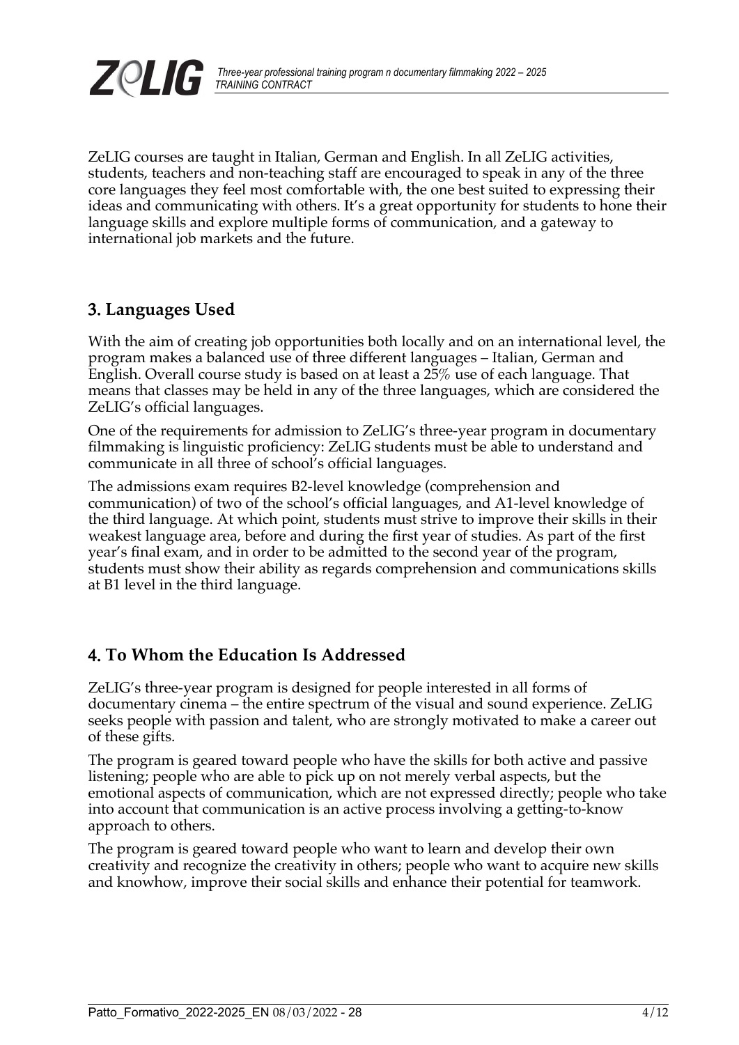ZeLIG courses are taught in Italian, German and English. In all ZeLIG activities, students, teachers and non-teaching staff are encouraged to speak in any of the three core languages they feel most comfortable with, the one best suited to expressing their ideas and communicating with others. It's a great opportunity for students to hone their language skills and explore multiple forms of communication, and a gateway to international job markets and the future.

## 3. Languages Used

With the aim of creating job opportunities both locally and on an international level, the program makes a balanced use of three different languages – Italian, German and English. Overall course study is based on at least a 25% use of each language. That means that classes may be held in any of the three languages, which are considered the ZeLIG's official languages.

One of the requirements for admission to ZeLIG's three-year program in documentary filmmaking is linguistic proficiency: ZeLIG students must be able to understand and communicate in all three of school's official languages.

The admissions exam requires B2-level knowledge (comprehension and communication) of two of the school's official languages, and A1-level knowledge of the third language. At which point, students must strive to improve their skills in their weakest language area, before and during the first year of studies. As part of the first year's final exam, and in order to be admitted to the second year of the program, students must show their ability as regards comprehension and communications skills at B1 level in the third language.

## 4. To Whom the Education Is Addressed

ZeLIG's three-year program is designed for people interested in all forms of documentary cinema – the entire spectrum of the visual and sound experience. ZeLIG seeks people with passion and talent, who are strongly motivated to make a career out of these gifts.

The program is geared toward people who have the skills for both active and passive listening; people who are able to pick up on not merely verbal aspects, but the emotional aspects of communication, which are not expressed directly; people who take into account that communication is an active process involving a getting-to-know approach to others.

The program is geared toward people who want to learn and develop their own creativity and recognize the creativity in others; people who want to acquire new skills and knowhow, improve their social skills and enhance their potential for teamwork.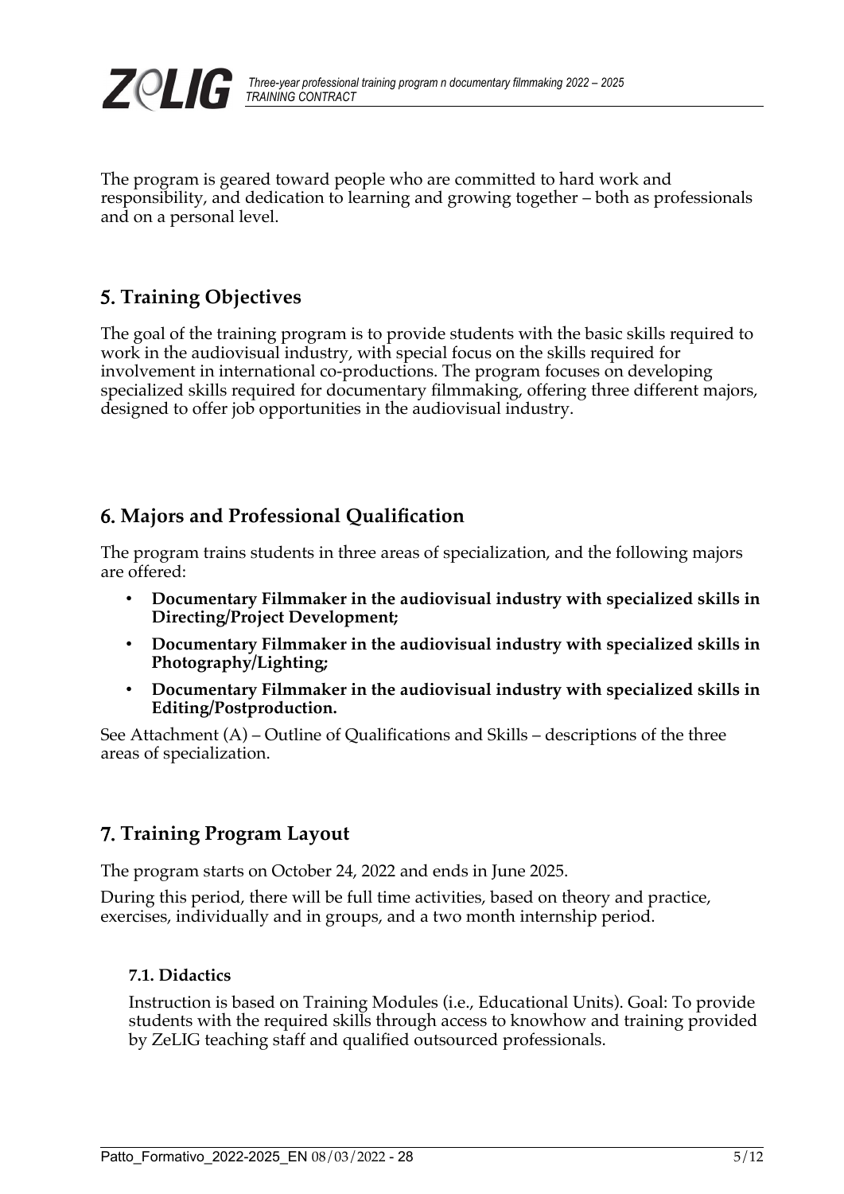The program is geared toward people who are committed to hard work and responsibility, and dedication to learning and growing together – both as professionals and on a personal level.

## 5. Training Objectives

The goal of the training program is to provide students with the basic skills required to work in the audiovisual industry, with special focus on the skills required for involvement in international co-productions. The program focuses on developing specialized skills required for documentary filmmaking, offering three different majors, designed to offer job opportunities in the audiovisual industry.

## 6. Majors and Professional Qualification

The program trains students in three areas of specialization, and the following majors are offered:

- **Documentary Filmmaker in the audiovisual industry with specialized skills in Directing/Project Development;**
- **Documentary Filmmaker in the audiovisual industry with specialized skills in Photography/Lighting;**
- **Documentary Filmmaker in the audiovisual industry with specialized skills in Editing/Postproduction.**

See Attachment (A) – Outline of Qualifications and Skills – descriptions of the three areas of specialization.

## 7. Training Program Layout

The program starts on October 24, 2022 and ends in June 2025.

During this period, there will be full time activities, based on theory and practice, exercises, individually and in groups, and a two month internship period.

### 7.1. Didactics

Instruction is based on Training Modules (i.e., Educational Units). Goal: To provide students with the required skills through access to knowhow and training provided by ZeLIG teaching staff and qualified outsourced professionals.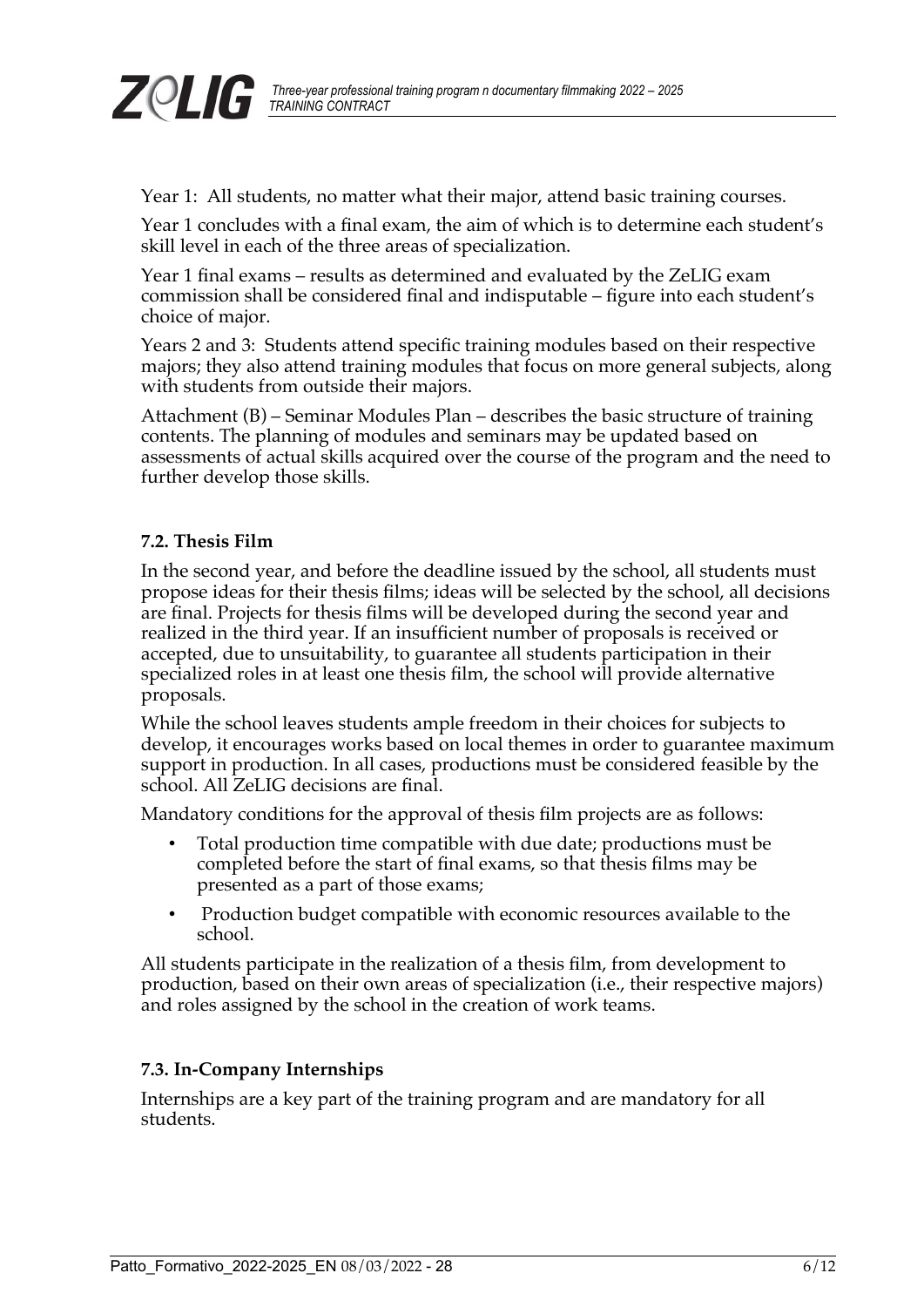Year 1: All students, no matter what their major, attend basic training courses.

Year 1 concludes with a final exam, the aim of which is to determine each student's skill level in each of the three areas of specialization.

Year 1 final exams – results as determined and evaluated by the ZeLIG exam commission shall be considered final and indisputable – figure into each student's choice of major.

Years 2 and 3: Students attend specific training modules based on their respective majors; they also attend training modules that focus on more general subjects, along with students from outside their majors.

Attachment (B) – Seminar Modules Plan – describes the basic structure of training contents. The planning of modules and seminars may be updated based on assessments of actual skills acquired over the course of the program and the need to further develop those skills.

### 7.2. Thesis Film

In the second year, and before the deadline issued by the school, all students must propose ideas for their thesis films; ideas will be selected by the school, all decisions are final. Projects for thesis films will be developed during the second year and realized in the third year. If an insufficient number of proposals is received or accepted, due to unsuitability, to guarantee all students participation in their specialized roles in at least one thesis film, the school will provide alternative proposals.

While the school leaves students ample freedom in their choices for subjects to develop, it encourages works based on local themes in order to guarantee maximum support in production. In all cases, productions must be considered feasible by the school. All ZeLIG decisions are final.

Mandatory conditions for the approval of thesis film projects are as follows:

- Total production time compatible with due date; productions must be completed before the start of final exams, so that thesis films may be presented as a part of those exams;
- Production budget compatible with economic resources available to the school.

All students participate in the realization of a thesis film, from development to production, based on their own areas of specialization (i.e., their respective majors) and roles assigned by the school in the creation of work teams.

### 7.3. In-Company Internships

Internships are a key part of the training program and are mandatory for all students.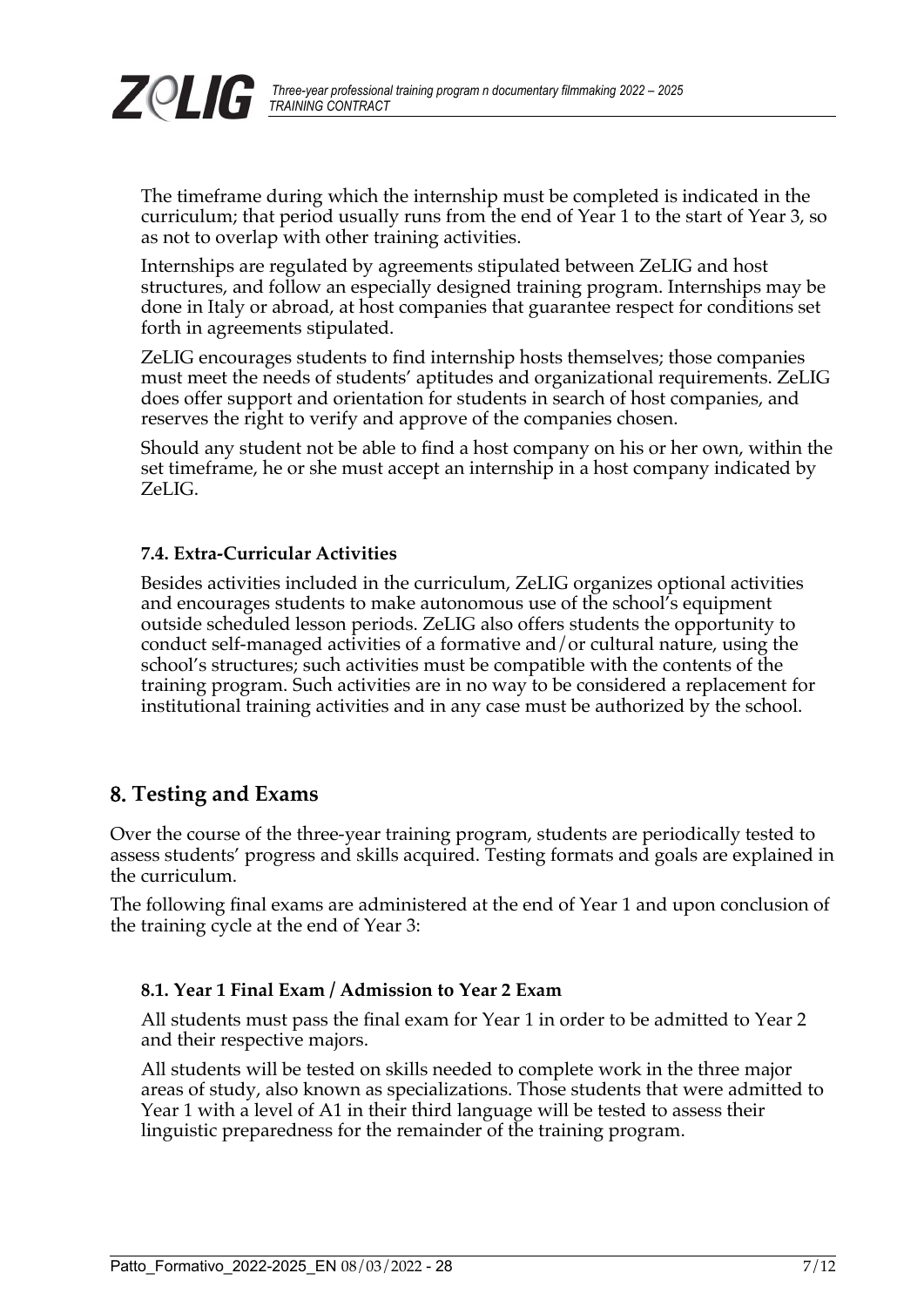The timeframe during which the internship must be completed is indicated in the curriculum; that period usually runs from the end of Year 1 to the start of Year 3, so as not to overlap with other training activities.

Internships are regulated by agreements stipulated between ZeLIG and host structures, and follow an especially designed training program. Internships may be done in Italy or abroad, at host companies that guarantee respect for conditions set forth in agreements stipulated.

ZeLIG encourages students to find internship hosts themselves; those companies must meet the needs of students' aptitudes and organizational requirements. ZeLIG does offer support and orientation for students in search of host companies, and reserves the right to verify and approve of the companies chosen.

Should any student not be able to find a host company on his or her own, within the set timeframe, he or she must accept an internship in a host company indicated by ZeLIG.

### 7.4. Extra-Curricular Activities

Besides activities included in the curriculum, ZeLIG organizes optional activities and encourages students to make autonomous use of the school's equipment outside scheduled lesson periods. ZeLIG also offers students the opportunity to conduct self-managed activities of a formative and/or cultural nature, using the school's structures; such activities must be compatible with the contents of the training program. Such activities are in no way to be considered a replacement for institutional training activities and in any case must be authorized by the school.

## 8. Testing and Exams

Over the course of the three-year training program, students are periodically tested to assess students' progress and skills acquired. Testing formats and goals are explained in the curriculum.

The following final exams are administered at the end of Year 1 and upon conclusion of the training cycle at the end of Year 3:

### 8.1. Year 1 Final Exam / Admission to Year 2 Exam

All students must pass the final exam for Year 1 in order to be admitted to Year 2 and their respective majors.

All students will be tested on skills needed to complete work in the three major areas of study, also known as specializations. Those students that were admitted to Year 1 with a level of A1 in their third language will be tested to assess their linguistic preparedness for the remainder of the training program.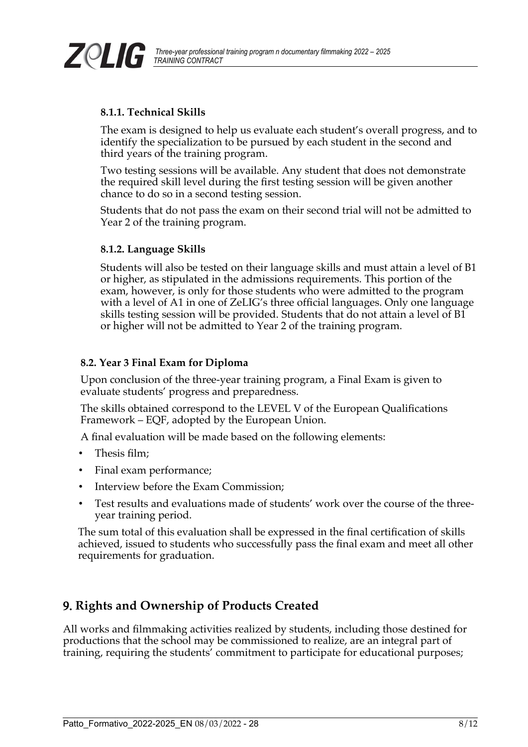#### 8.1.1. Technical Skills

The exam is designed to help us evaluate each student's overall progress, and to identify the specialization to be pursued by each student in the second and third years of the training program.

Two testing sessions will be available. Any student that does not demonstrate the required skill level during the first testing session will be given another chance to do so in a second testing session.

Students that do not pass the exam on their second trial will not be admitted to Year 2 of the training program.

#### 8.1.2. Language Skills

Students will also be tested on their language skills and must attain a level of B1 or higher, as stipulated in the admissions requirements. This portion of the exam, however, is only for those students who were admitted to the program with a level of A1 in one of ZeLIG's three official languages. Only one language skills testing session will be provided. Students that do not attain a level of B1 or higher will not be admitted to Year 2 of the training program.

### 8.2. Year 3 Final Exam for Diploma

Upon conclusion of the three-year training program, a Final Exam is given to evaluate students' progress and preparedness.

The skills obtained correspond to the LEVEL V of the European Qualifications Framework – EQF, adopted by the European Union.

A final evaluation will be made based on the following elements:

- Thesis film;
- Final exam performance;
- Interview before the Exam Commission;
- Test results and evaluations made of students' work over the course of the three-year training period.

The sum total of this evaluation shall be expressed in the final certification of skills achieved, issued to students who successfully pass the final exam and meet all other requirements for graduation.

## 9. Rights and Ownership of Products Created

All works and filmmaking activities realized by students, including those destined for productions that the school may be commissioned to realize, are an integral part of training, requiring the students' commitment to participate for educational purposes;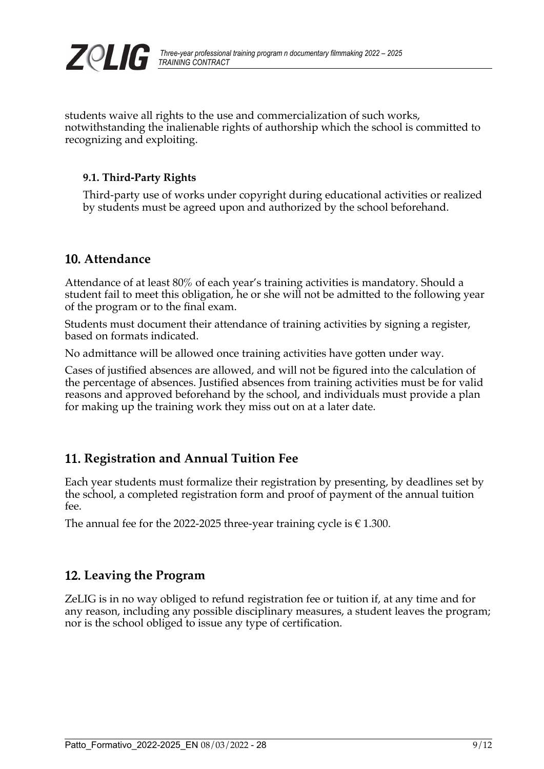students waive all rights to the use and commercialization of such works, notwithstanding the inalienable rights of authorship which the school is committed to recognizing and exploiting.

### 9.1. Third-Party Rights

Third-party use of works under copyright during educational activities or realized by students must be agreed upon and authorized by the school beforehand.

## 10. Attendance

Attendance of at least 80% of each year's training activities is mandatory. Should a student fail to meet this obligation, he or she will not be admitted to the following year of the program or to the final exam.

Students must document their attendance of training activities by signing a register, based on formats indicated.

No admittance will be allowed once training activities have gotten under way.

Cases of justified absences are allowed, and will not be figured into the calculation of the percentage of absences. Justified absences from training activities must be for valid reasons and approved beforehand by the school, and individuals must provide a plan for making up the training work they miss out on at a later date.

## 11. Registration and Annual Tuition Fee

Each year students must formalize their registration by presenting, by deadlines set by the school, a completed registration form and proof of payment of the annual tuition fee.

The annual fee for the 2022-2025 three-year training cycle is € 1.300.

## 12. Leaving the Program

ZeLIG is in no way obliged to refund registration fee or tuition if, at any time and for any reason, including any possible disciplinary measures, a student leaves the program; nor is the school obliged to issue any type of certification.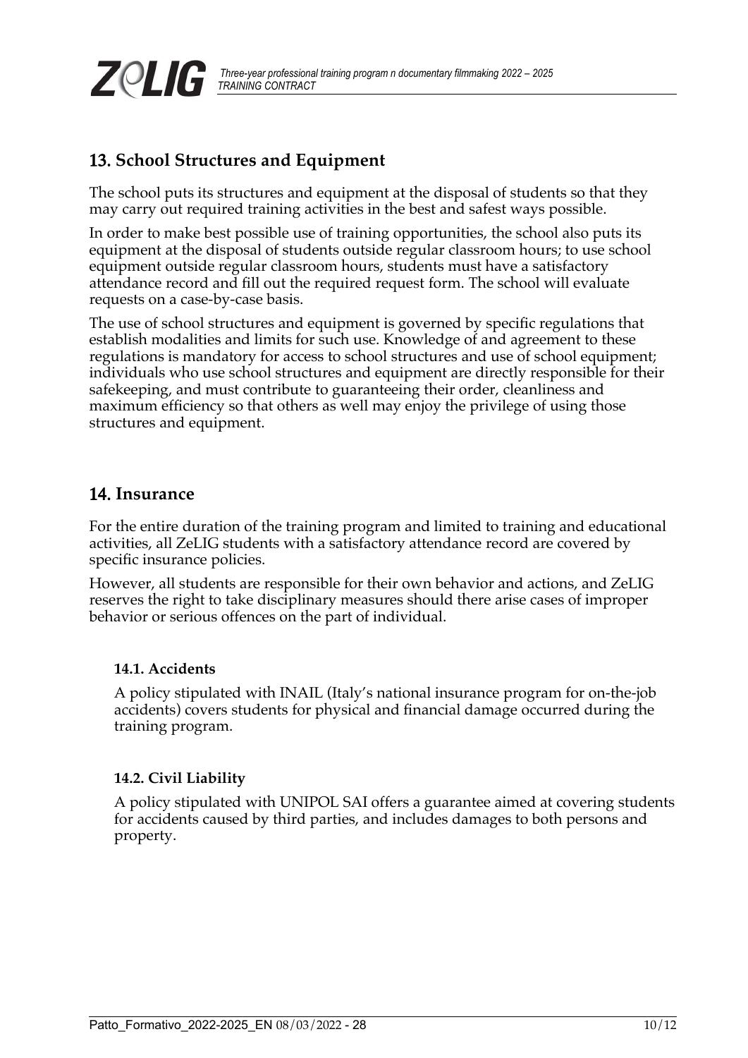## 13. School Structures and Equipment

The school puts its structures and equipment at the disposal of students so that they may carry out required training activities in the best and safest ways possible.

In order to make best possible use of training opportunities, the school also puts its equipment at the disposal of students outside regular classroom hours; to use school equipment outside regular classroom hours, students must have a satisfactory attendance record and fill out the required request form. The school will evaluate requests on a case-by-case basis.

The use of school structures and equipment is governed by specific regulations that establish modalities and limits for such use. Knowledge of and agreement to these regulations is mandatory for access to school structures and use of school equipment; individuals who use school structures and equipment are directly responsible for their safekeeping, and must contribute to guaranteeing their order, cleanliness and maximum efficiency so that others as well may enjoy the privilege of using those structures and equipment.

## 14. Insurance

For the entire duration of the training program and limited to training and educational activities, all ZeLIG students with a satisfactory attendance record are covered by specific insurance policies.

However, all students are responsible for their own behavior and actions, and ZeLIG reserves the right to take disciplinary measures should there arise cases of improper behavior or serious offences on the part of individual.

### 14.1. Accidents

A policy stipulated with INAIL (Italy's national insurance program for on-the-job accidents) covers students for physical and financial damage occurred during the training program.

### 14.2. Civil Liability

A policy stipulated with UNIPOL SAI offers a guarantee aimed at covering students for accidents caused by third parties, and includes damages to both persons and property.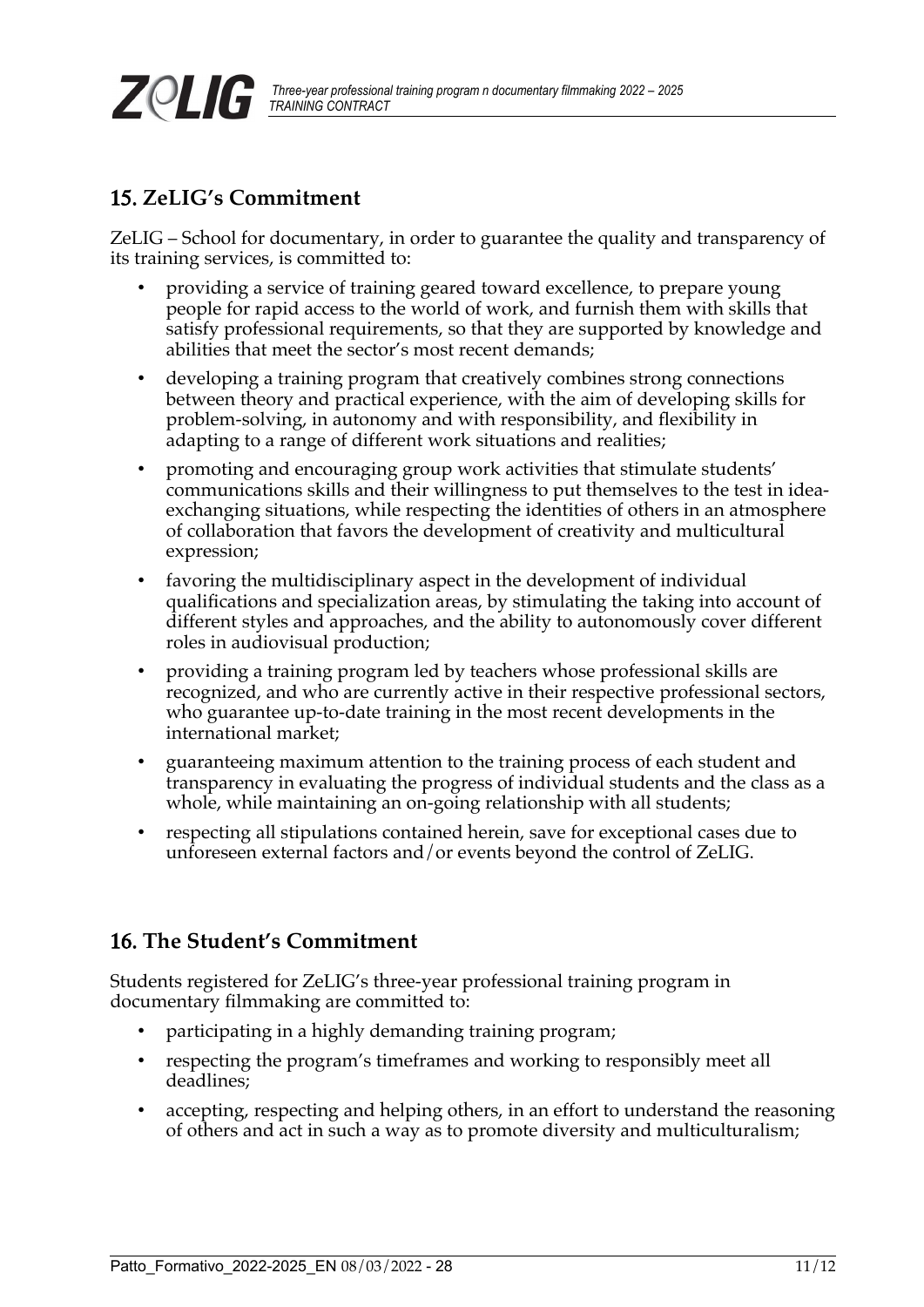## 15. ZeLIG's Commitment

ZeLIG – School for documentary, in order to guarantee the quality and transparency of its training services, is committed to:

- providing a service of training geared toward excellence, to prepare young people for rapid access to the world of work, and furnish them with skills that satisfy professional requirements, so that they are supported by knowledge and abilities that meet the sector's most recent demands;
- developing a training program that creatively combines strong connections between theory and practical experience, with the aim of developing skills for problem-solving, in autonomy and with responsibility, and flexibility in adapting to a range of different work situations and realities;
- promoting and encouraging group work activities that stimulate students' communications skills and their willingness to put themselves to the test in idea-exchanging situations, while respecting the identities of others in an atmosphere of collaboration that favors the development of creativity and multicultural expression;
- favoring the multidisciplinary aspect in the development of individual qualifications and specialization areas, by stimulating the taking into account of different styles and approaches, and the ability to autonomously cover different roles in audiovisual production;
- providing a training program led by teachers whose professional skills are recognized, and who are currently active in their respective professional sectors, who guarantee up-to-date training in the most recent developments in the international market;
- guaranteeing maximum attention to the training process of each student and transparency in evaluating the progress of individual students and the class as a whole, while maintaining an on-going relationship with all students;
- respecting all stipulations contained herein, save for exceptional cases due to unforeseen external factors and/or events beyond the control of ZeLIG.

## 16. The Student's Commitment

Students registered for ZeLIG's three-year professional training program in documentary filmmaking are committed to:

- participating in a highly demanding training program;
- respecting the program's timeframes and working to responsibly meet all deadlines;
- accepting, respecting and helping others, in an effort to understand the reasoning of others and act in such a way as to promote diversity and multiculturalism;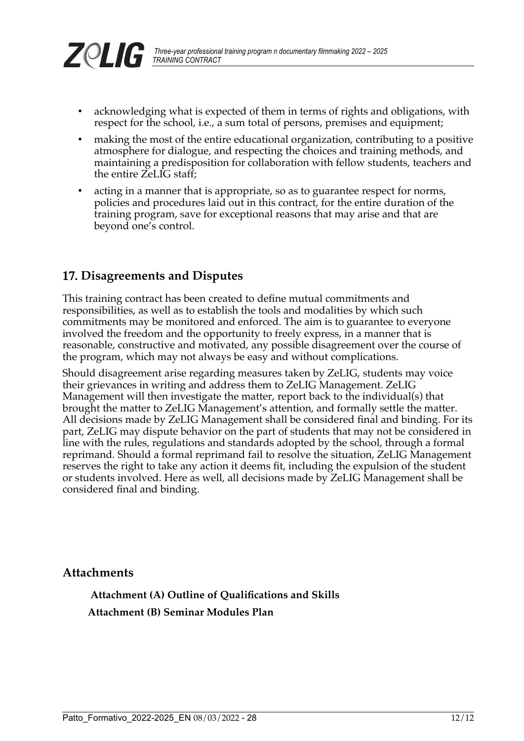- acknowledging what is expected of them in terms of rights and obligations, with respect for the school, i.e., a sum total of persons, premises and equipment;
- making the most of the entire educational organization, contributing to a positive atmosphere for dialogue, and respecting the choices and training methods, and maintaining a predisposition for collaboration with fellow students, teachers and the entire ZeLIG staff;
- acting in a manner that is appropriate, so as to guarantee respect for norms, policies and procedures laid out in this contract, for the entire duration of the training program, save for exceptional reasons that may arise and that are beyond one's control.

## 17. Disagreements and Disputes

This training contract has been created to define mutual commitments and responsibilities, as well as to establish the tools and modalities by which such commitments may be monitored and enforced. The aim is to guarantee to everyone involved the freedom and the opportunity to freely express, in a manner that is reasonable, constructive and motivated, any possible disagreement over the course of the program, which may not always be easy and without complications.

Should disagreement arise regarding measures taken by ZeLIG, students may voice their grievances in writing and address them to ZeLIG Management. ZeLIG Management will then investigate the matter, report back to the individual(s) that brought the matter to ZeLIG Management's attention, and formally settle the matter. All decisions made by ZeLIG Management shall be considered final and binding. For its part, ZeLIG may dispute behavior on the part of students that may not be considered in line with the rules, regulations and standards adopted by the school, through a formal reprimand. Should a formal reprimand fail to resolve the situation, ZeLIG Management reserves the right to take any action it deems fit, including the expulsion of the student or students involved. Here as well, all decisions made by ZeLIG Management shall be considered final and binding.

## Attachments

**Attachment (A) Outline of Qualifications and Skills**

**Attachment (B) Seminar Modules Plan**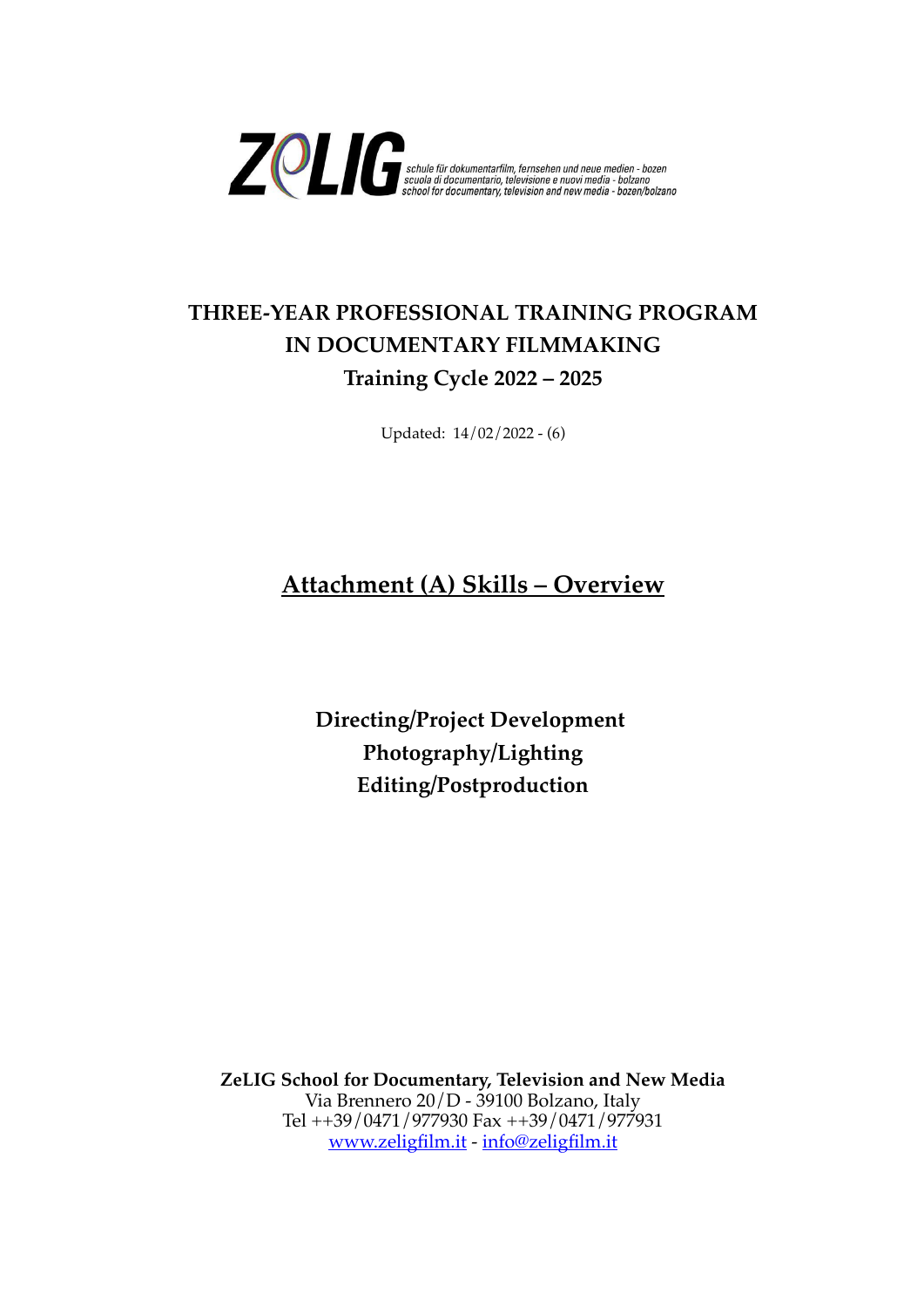ZELIG schule für dokumentarfilm, fernsehen und neue medien - bozen
scuola di documentario, televisione e nuovi media - bolzano
school for documentary, television and new media - bozen/bolzano

# THREE-YEAR PROFESSIONAL TRAINING PROGRAM
# IN DOCUMENTARY FILMMAKING
## Training Cycle 2022 – 2025

Updated: 14/02/2022 - (6)

## Attachment (A) Skills – Overview

**Directing/Project Development**
**Photography/Lighting**
**Editing/Postproduction**

**ZeLIG School for Documentary, Television and New Media**
Via Brennero 20/D - 39100 Bolzano, Italy
Tel ++39/0471/977930 Fax ++39/0471/977931
www.zeligfilm.it - info@zeligfilm.it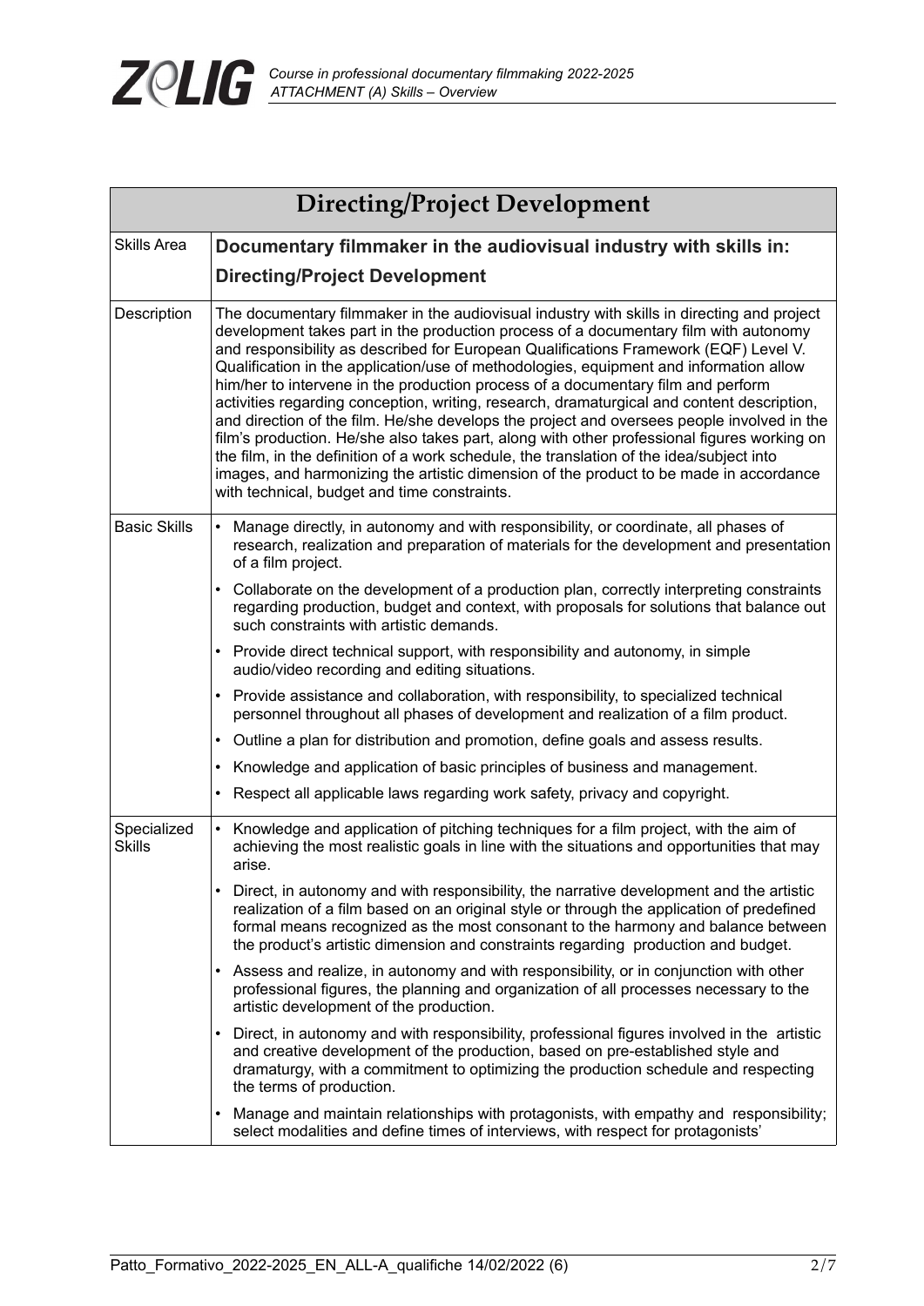| Directing/Project Development | |
|---|---|
| Skills Area | **Documentary filmmaker in the audiovisual industry with skills in: Directing/Project Development** |
| Description | The documentary filmmaker in the audiovisual industry with skills in directing and project development takes part in the production process of a documentary film with autonomy and responsibility as described for European Qualifications Framework (EQF) Level V. Qualification in the application/use of methodologies, equipment and information allow him/her to intervene in the production process of a documentary film and perform activities regarding conception, writing, research, dramaturgical and content description, and direction of the film. He/she develops the project and oversees people involved in the film's production. He/she also takes part, along with other professional figures working on the film, in the definition of a work schedule, the translation of the idea/subject into images, and harmonizing the artistic dimension of the product to be made in accordance with technical, budget and time constraints. |
| Basic Skills | • Manage directly, in autonomy and with responsibility, or coordinate, all phases of research, realization and preparation of materials for the development and presentation of a film project.<br>• Collaborate on the development of a production plan, correctly interpreting constraints regarding production, budget and context, with proposals for solutions that balance out such constraints with artistic demands.<br>• Provide direct technical support, with responsibility and autonomy, in simple audio/video recording and editing situations.<br>• Provide assistance and collaboration, with responsibility, to specialized technical personnel throughout all phases of development and realization of a film product.<br>• Outline a plan for distribution and promotion, define goals and assess results.<br>• Knowledge and application of basic principles of business and management.<br>• Respect all applicable laws regarding work safety, privacy and copyright. |
| Specialized Skills | • Knowledge and application of pitching techniques for a film project, with the aim of achieving the most realistic goals in line with the situations and opportunities that may arise.<br>• Direct, in autonomy and with responsibility, the narrative development and the artistic realization of a film based on an original style or through the application of predefined formal means recognized as the most consonant to the harmony and balance between the product's artistic dimension and constraints regarding production and budget.<br>• Assess and realize, in autonomy and with responsibility, or in conjunction with other professional figures, the planning and organization of all processes necessary to the artistic development of the production.<br>• Direct, in autonomy and with responsibility, professional figures involved in the artistic and creative development of the production, based on pre-established style and dramaturgy, with a commitment to optimizing the production schedule and respecting the terms of production.<br>• Manage and maintain relationships with protagonists, with empathy and responsibility; select modalities and define times of interviews, with respect for protagonists' |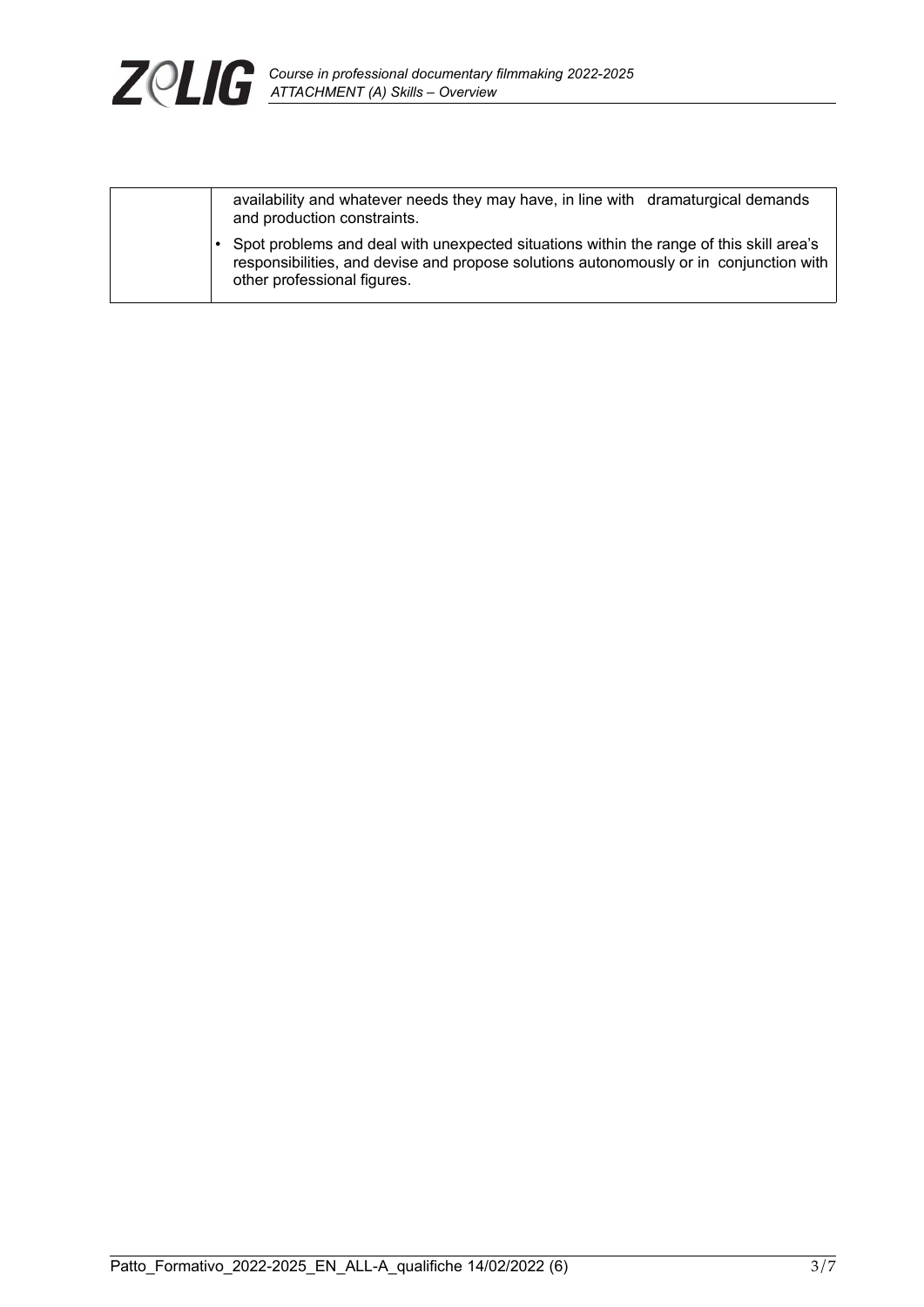| | |
|---|---|
| | availability and whatever needs they may have, in line with dramaturgical demands and production constraints.<br>• Spot problems and deal with unexpected situations within the range of this skill area's responsibilities, and devise and propose solutions autonomously or in conjunction with other professional figures. |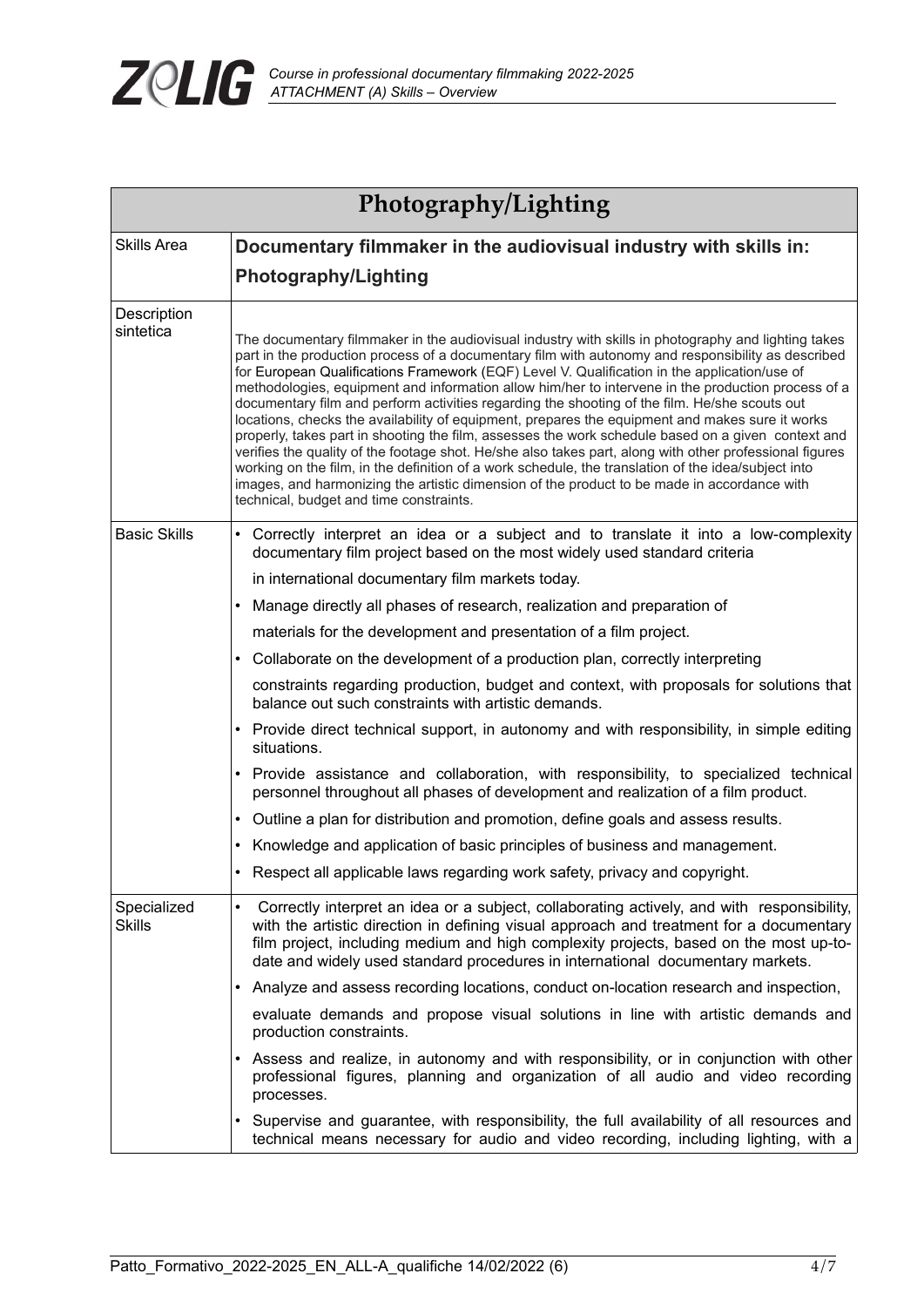| Photography/Lighting | |
|---|---|
| Skills Area | **Documentary filmmaker in the audiovisual industry with skills in: Photography/Lighting** |
| Description sintetica | The documentary filmmaker in the audiovisual industry with skills in photography and lighting takes part in the production process of a documentary film with autonomy and responsibility as described for European Qualifications Framework (EQF) Level V. Qualification in the application/use of methodologies, equipment and information allow him/her to intervene in the production process of a documentary film and perform activities regarding the shooting of the film. He/she scouts out locations, checks the availability of equipment, prepares the equipment and makes sure it works properly, takes part in shooting the film, assesses the work schedule based on a given context and verifies the quality of the footage shot. He/she also takes part, along with other professional figures working on the film, in the definition of a work schedule, the translation of the idea/subject into images, and harmonizing the artistic dimension of the product to be made in accordance with technical, budget and time constraints. |
| Basic Skills | • Correctly interpret an idea or a subject and to translate it into a low-complexity documentary film project based on the most widely used standard criteria in international documentary film markets today.<br>• Manage directly all phases of research, realization and preparation of materials for the development and presentation of a film project.<br>• Collaborate on the development of a production plan, correctly interpreting constraints regarding production, budget and context, with proposals for solutions that balance out such constraints with artistic demands.<br>• Provide direct technical support, in autonomy and with responsibility, in simple editing situations.<br>• Provide assistance and collaboration, with responsibility, to specialized technical personnel throughout all phases of development and realization of a film product.<br>• Outline a plan for distribution and promotion, define goals and assess results.<br>• Knowledge and application of basic principles of business and management.<br>• Respect all applicable laws regarding work safety, privacy and copyright. |
| Specialized Skills | • Correctly interpret an idea or a subject, collaborating actively, and with responsibility, with the artistic direction in defining visual approach and treatment for a documentary film project, including medium and high complexity projects, based on the most up-to-date and widely used standard procedures in international documentary markets.<br>• Analyze and assess recording locations, conduct on-location research and inspection, evaluate demands and propose visual solutions in line with artistic demands and production constraints.<br>• Assess and realize, in autonomy and with responsibility, or in conjunction with other professional figures, planning and organization of all audio and video recording processes.<br>• Supervise and guarantee, with responsibility, the full availability of all resources and technical means necessary for audio and video recording, including lighting, with a |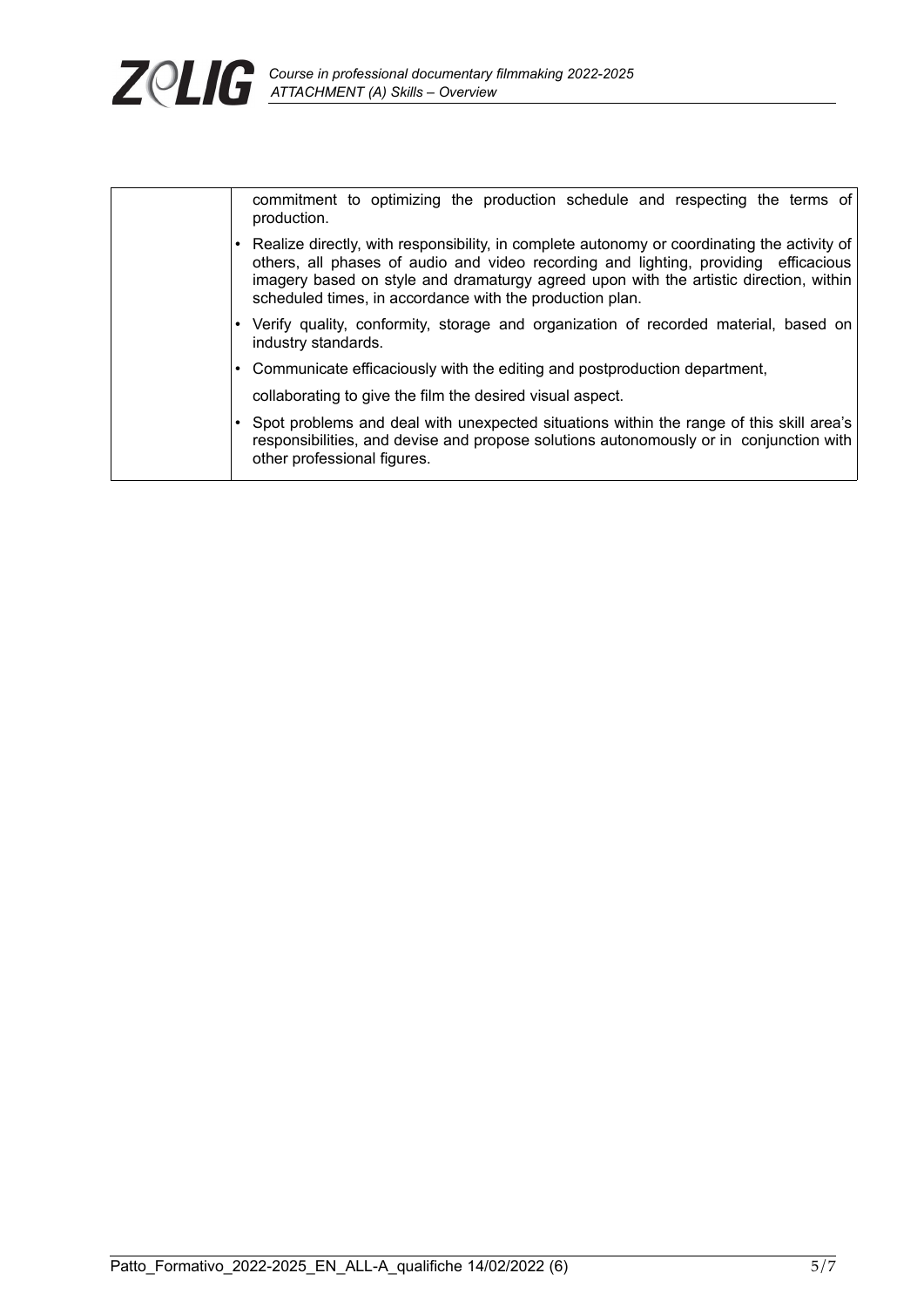| | |
|---|---|
| | commitment to optimizing the production schedule and respecting the terms of production.<br>• Realize directly, with responsibility, in complete autonomy or coordinating the activity of others, all phases of audio and video recording and lighting, providing efficacious imagery based on style and dramaturgy agreed upon with the artistic direction, within scheduled times, in accordance with the production plan.<br>• Verify quality, conformity, storage and organization of recorded material, based on industry standards.<br>• Communicate efficaciously with the editing and postproduction department,<br>collaborating to give the film the desired visual aspect.<br>• Spot problems and deal with unexpected situations within the range of this skill area's responsibilities, and devise and propose solutions autonomously or in conjunction with other professional figures. |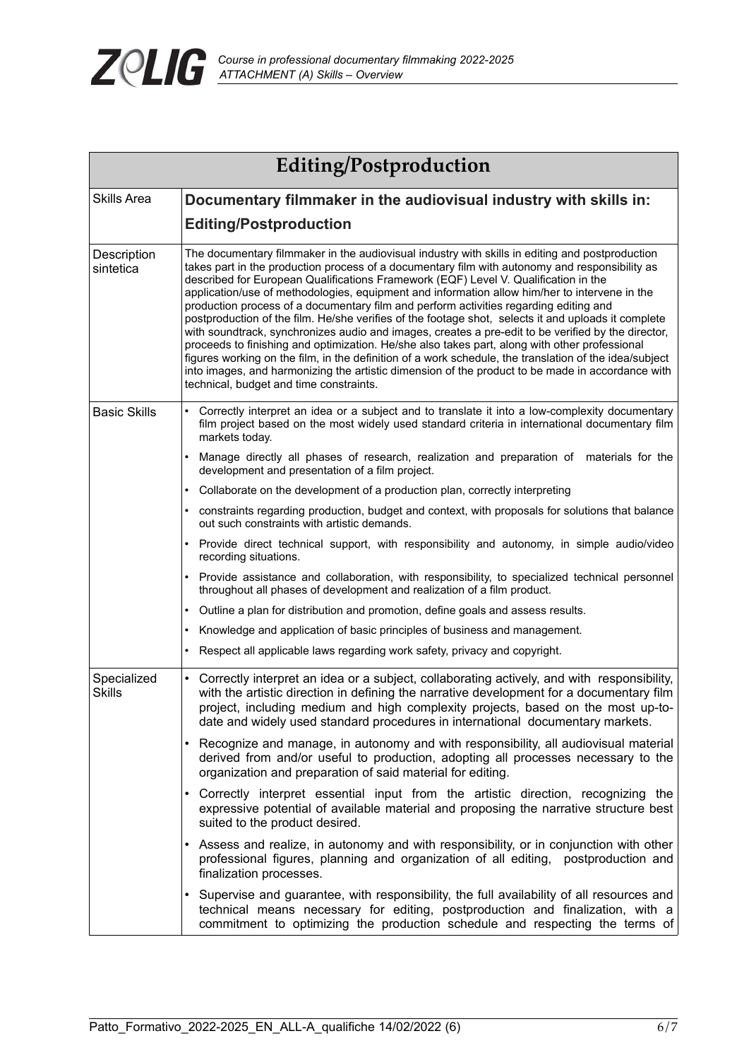| Editing/Postproduction | |
|---|---|
| Skills Area | **Documentary filmmaker in the audiovisual industry with skills in: Editing/Postproduction** |
| Description sintetica | The documentary filmmaker in the audiovisual industry with skills in editing and postproduction takes part in the production process of a documentary film with autonomy and responsibility as described for European Qualifications Framework (EQF) Level V. Qualification in the application/use of methodologies, equipment and information allow him/her to intervene in the production process of a documentary film and perform activities regarding editing and postproduction of the film. He/she verifies of the footage shot, selects it and uploads it complete with soundtrack, synchronizes audio and images, creates a pre-edit to be verified by the director, proceeds to finishing and optimization. He/she also takes part, along with other professional figures working on the film, in the definition of a work schedule, the translation of the idea/subject into images, and harmonizing the artistic dimension of the product to be made in accordance with technical, budget and time constraints. |
| Basic Skills | • Correctly interpret an idea or a subject and to translate it into a low-complexity documentary film project based on the most widely used standard criteria in international documentary film markets today.<br>• Manage directly all phases of research, realization and preparation of materials for the development and presentation of a film project.<br>• Collaborate on the development of a production plan, correctly interpreting<br>• constraints regarding production, budget and context, with proposals for solutions that balance out such constraints with artistic demands.<br>• Provide direct technical support, with responsibility and autonomy, in simple audio/video recording situations.<br>• Provide assistance and collaboration, with responsibility, to specialized technical personnel throughout all phases of development and realization of a film product.<br>• Outline a plan for distribution and promotion, define goals and assess results.<br>• Knowledge and application of basic principles of business and management.<br>• Respect all applicable laws regarding work safety, privacy and copyright. |
| Specialized Skills | • Correctly interpret an idea or a subject, collaborating actively, and with responsibility, with the artistic direction in defining the narrative development for a documentary film project, including medium and high complexity projects, based on the most up-to-date and widely used standard procedures in international documentary markets.<br>• Recognize and manage, in autonomy and with responsibility, all audiovisual material derived from and/or useful to production, adopting all processes necessary to the organization and preparation of said material for editing.<br>• Correctly interpret essential input from the artistic direction, recognizing the expressive potential of available material and proposing the narrative structure best suited to the product desired.<br>• Assess and realize, in autonomy and with responsibility, or in conjunction with other professional figures, planning and organization of all editing, postproduction and finalization processes.<br>• Supervise and guarantee, with responsibility, the full availability of all resources and technical means necessary for editing, postproduction and finalization, with a commitment to optimizing the production schedule and respecting the terms of |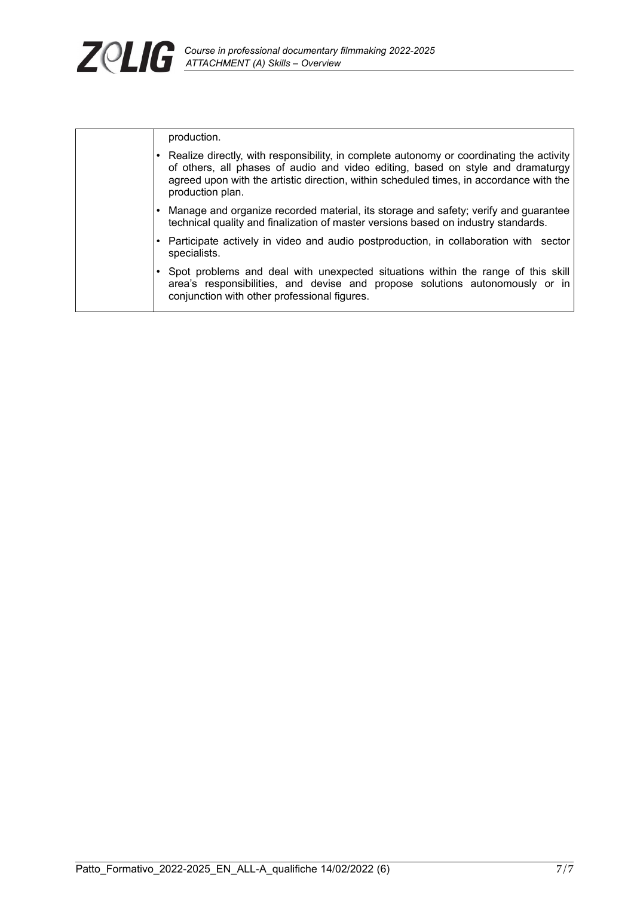| | |
|---|---|
| | production. |
| | • Realize directly, with responsibility, in complete autonomy or coordinating the activity of others, all phases of audio and video editing, based on style and dramaturgy agreed upon with the artistic direction, within scheduled times, in accordance with the production plan. |
| | • Manage and organize recorded material, its storage and safety; verify and guarantee technical quality and finalization of master versions based on industry standards. |
| | • Participate actively in video and audio postproduction, in collaboration with sector specialists. |
| | • Spot problems and deal with unexpected situations within the range of this skill area's responsibilities, and devise and propose solutions autonomously or in conjunction with other professional figures. |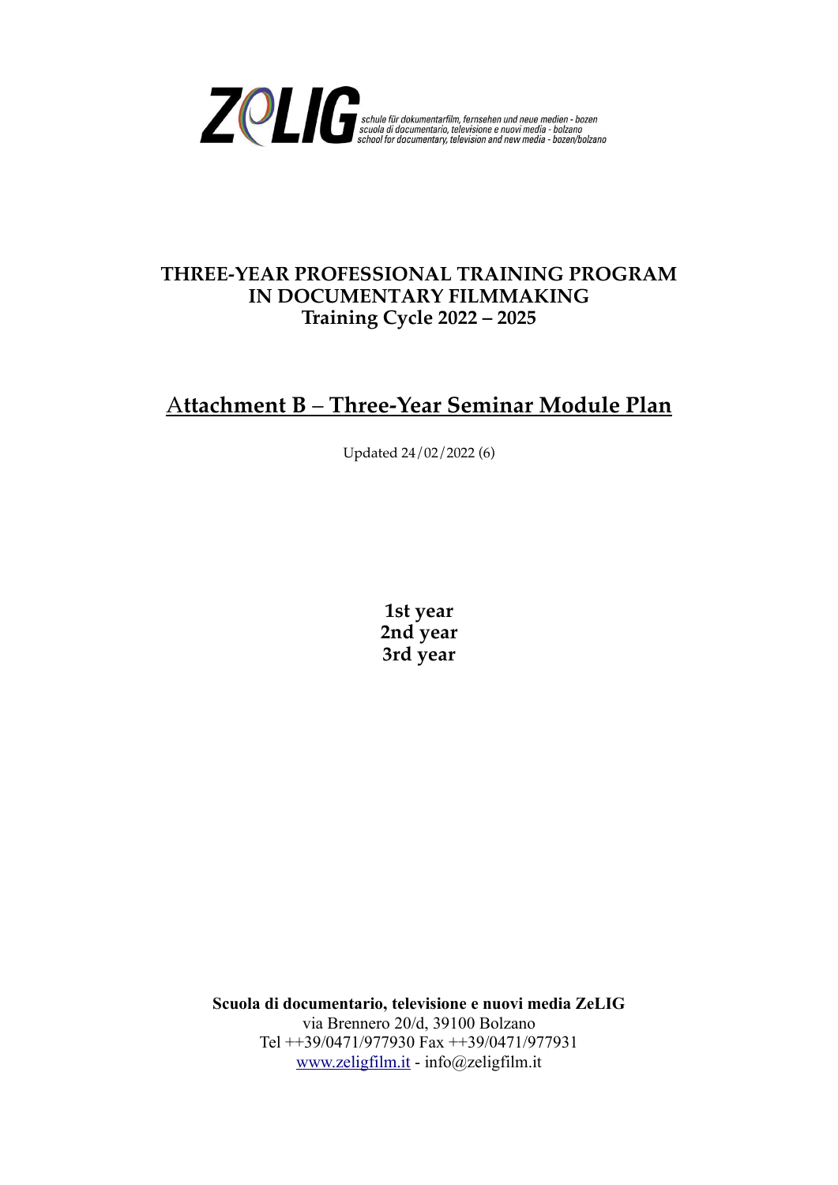ZeLIG schule für dokumentarfilm, fernsehen und neue medien - bozen
scuola di documentario, televisione e nuovi media - bolzano
school for documentary, television and new media - bozen/bolzano

**THREE-YEAR PROFESSIONAL TRAINING PROGRAM**
**IN DOCUMENTARY FILMMAKING**
**Training Cycle 2022 – 2025**

# Attachment B – Three-Year Seminar Module Plan

Updated 24/02/2022 (6)

**1st year**
**2nd year**
**3rd year**

**Scuola di documentario, televisione e nuovi media ZeLIG**
via Brennero 20/d, 39100 Bolzano
Tel ++39/0471/977930 Fax ++39/0471/977931
www.zeligfilm.it - info@zeligfilm.it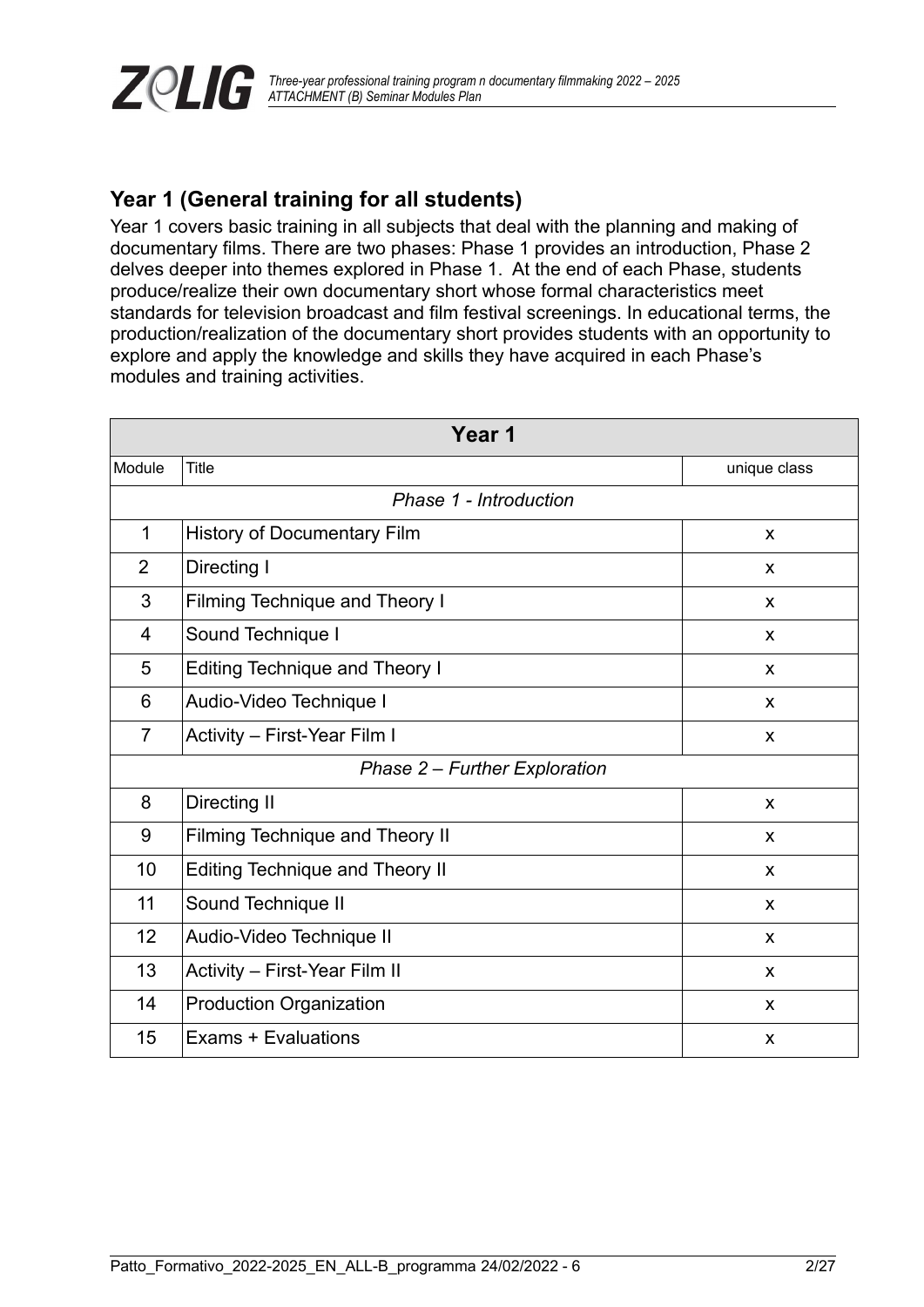## Year 1 (General training for all students)

Year 1 covers basic training in all subjects that deal with the planning and making of documentary films. There are two phases: Phase 1 provides an introduction, Phase 2 delves deeper into themes explored in Phase 1. At the end of each Phase, students produce/realize their own documentary short whose formal characteristics meet standards for television broadcast and film festival screenings. In educational terms, the production/realization of the documentary short provides students with an opportunity to explore and apply the knowledge and skills they have acquired in each Phase's modules and training activities.

| Year 1 | | |
|---|---|---|
| Module | Title | unique class |
| *Phase 1 - Introduction* | | |
| 1 | History of Documentary Film | x |
| 2 | Directing I | x |
| 3 | Filming Technique and Theory I | x |
| 4 | Sound Technique I | x |
| 5 | Editing Technique and Theory I | x |
| 6 | Audio-Video Technique I | x |
| 7 | Activity – First-Year Film I | x |
| *Phase 2 – Further Exploration* | | |
| 8 | Directing II | x |
| 9 | Filming Technique and Theory II | x |
| 10 | Editing Technique and Theory II | x |
| 11 | Sound Technique II | x |
| 12 | Audio-Video Technique II | x |
| 13 | Activity – First-Year Film II | x |
| 14 | Production Organization | x |
| 15 | Exams + Evaluations | x |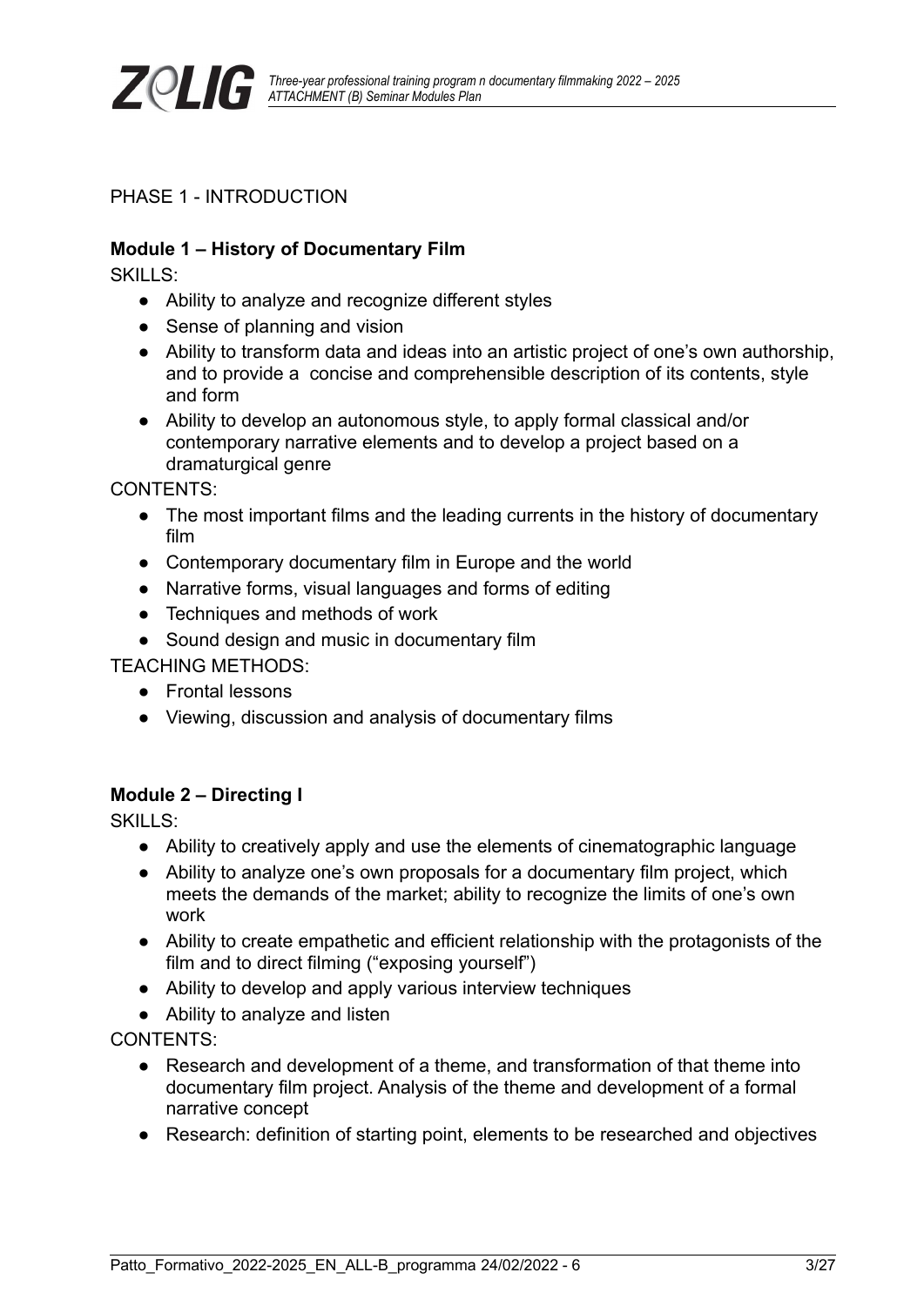PHASE 1 - INTRODUCTION

**Module 1 – History of Documentary Film**

SKILLS:

- Ability to analyze and recognize different styles
- Sense of planning and vision
- Ability to transform data and ideas into an artistic project of one's own authorship, and to provide a concise and comprehensible description of its contents, style and form
- Ability to develop an autonomous style, to apply formal classical and/or contemporary narrative elements and to develop a project based on a dramaturgical genre

CONTENTS:

- The most important films and the leading currents in the history of documentary film
- Contemporary documentary film in Europe and the world
- Narrative forms, visual languages and forms of editing
- Techniques and methods of work
- Sound design and music in documentary film

TEACHING METHODS:

- Frontal lessons
- Viewing, discussion and analysis of documentary films

**Module 2 – Directing I**

SKILLS:

- Ability to creatively apply and use the elements of cinematographic language
- Ability to analyze one's own proposals for a documentary film project, which meets the demands of the market; ability to recognize the limits of one's own work
- Ability to create empathetic and efficient relationship with the protagonists of the film and to direct filming ("exposing yourself")
- Ability to develop and apply various interview techniques
- Ability to analyze and listen

CONTENTS:

- Research and development of a theme, and transformation of that theme into documentary film project. Analysis of the theme and development of a formal narrative concept
- Research: definition of starting point, elements to be researched and objectives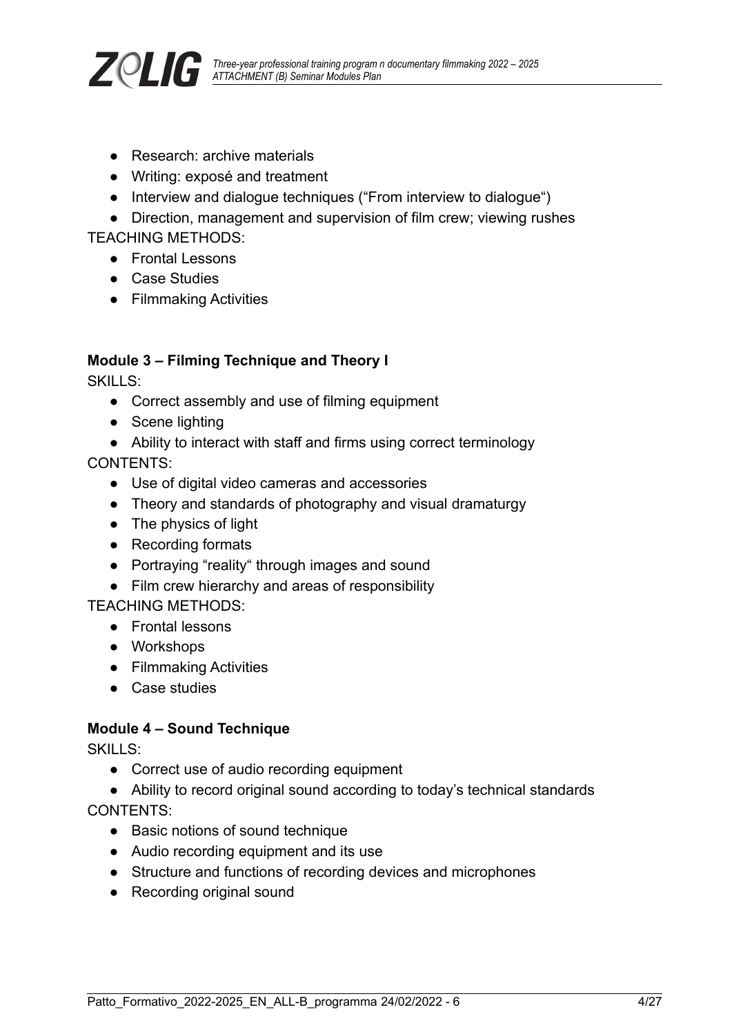- Research: archive materials
- Writing: exposé and treatment
- Interview and dialogue techniques ("From interview to dialogue")
- Direction, management and supervision of film crew; viewing rushes

TEACHING METHODS:

- Frontal Lessons
- Case Studies
- Filmmaking Activities

**Module 3 – Filming Technique and Theory I**

SKILLS:

- Correct assembly and use of filming equipment
- Scene lighting
- Ability to interact with staff and firms using correct terminology

CONTENTS:

- Use of digital video cameras and accessories
- Theory and standards of photography and visual dramaturgy
- The physics of light
- Recording formats
- Portraying "reality" through images and sound
- Film crew hierarchy and areas of responsibility

TEACHING METHODS:

- Frontal lessons
- Workshops
- Filmmaking Activities
- Case studies

**Module 4 – Sound Technique**

SKILLS:

- Correct use of audio recording equipment
- Ability to record original sound according to today's technical standards

CONTENTS:

- Basic notions of sound technique
- Audio recording equipment and its use
- Structure and functions of recording devices and microphones
- Recording original sound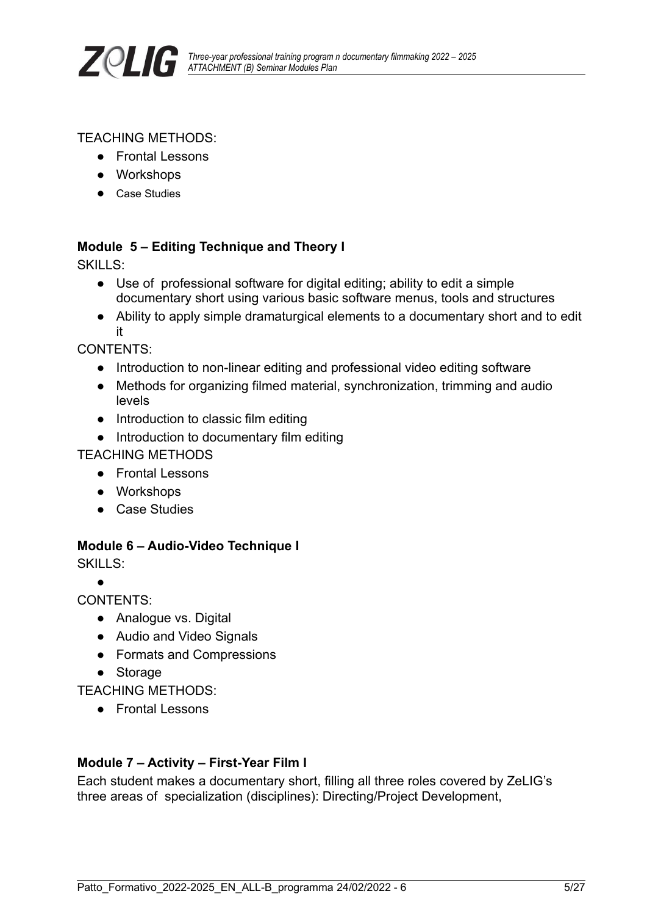TEACHING METHODS:

- Frontal Lessons
- Workshops
- Case Studies

### Module 5 – Editing Technique and Theory I

SKILLS:

- Use of professional software for digital editing; ability to edit a simple documentary short using various basic software menus, tools and structures
- Ability to apply simple dramaturgical elements to a documentary short and to edit it

CONTENTS:

- Introduction to non-linear editing and professional video editing software
- Methods for organizing filmed material, synchronization, trimming and audio levels
- Introduction to classic film editing
- Introduction to documentary film editing

TEACHING METHODS

- Frontal Lessons
- Workshops
- Case Studies

### Module 6 – Audio-Video Technique I

SKILLS:

- 

CONTENTS:

- Analogue vs. Digital
- Audio and Video Signals
- Formats and Compressions
- Storage

TEACHING METHODS:

- Frontal Lessons

### Module 7 – Activity – First-Year Film I

Each student makes a documentary short, filling all three roles covered by ZeLIG's three areas of specialization (disciplines): Directing/Project Development,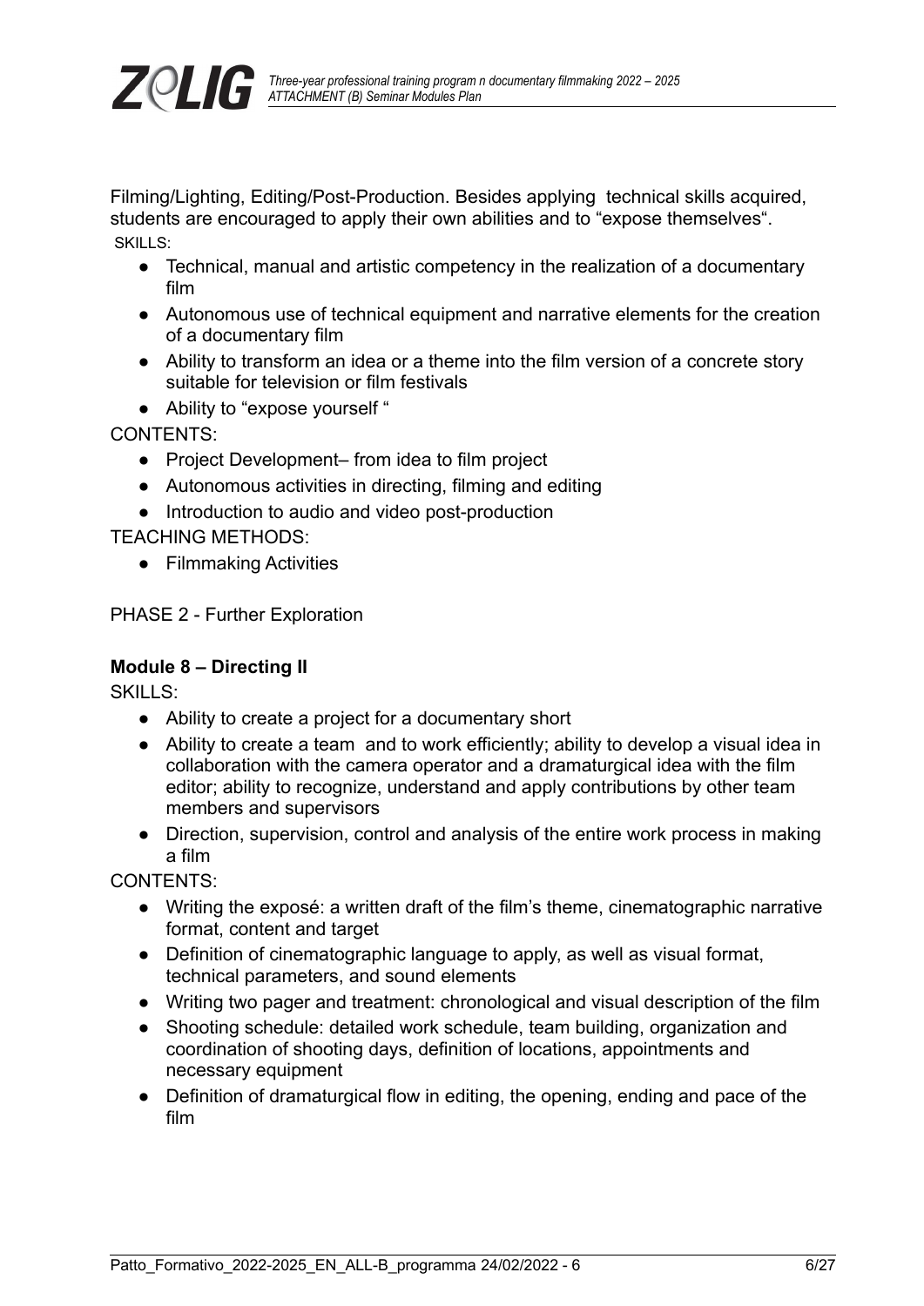Filming/Lighting, Editing/Post-Production. Besides applying technical skills acquired, students are encouraged to apply their own abilities and to "expose themselves".

SKILLS:

- Technical, manual and artistic competency in the realization of a documentary film
- Autonomous use of technical equipment and narrative elements for the creation of a documentary film
- Ability to transform an idea or a theme into the film version of a concrete story suitable for television or film festivals
- Ability to "expose yourself "

CONTENTS:

- Project Development– from idea to film project
- Autonomous activities in directing, filming and editing
- Introduction to audio and video post-production

TEACHING METHODS:

- Filmmaking Activities

PHASE 2 - Further Exploration

**Module 8 – Directing II**

SKILLS:

- Ability to create a project for a documentary short
- Ability to create a team and to work efficiently; ability to develop a visual idea in collaboration with the camera operator and a dramaturgical idea with the film editor; ability to recognize, understand and apply contributions by other team members and supervisors
- Direction, supervision, control and analysis of the entire work process in making a film

CONTENTS:

- Writing the exposé: a written draft of the film's theme, cinematographic narrative format, content and target
- Definition of cinematographic language to apply, as well as visual format, technical parameters, and sound elements
- Writing two pager and treatment: chronological and visual description of the film
- Shooting schedule: detailed work schedule, team building, organization and coordination of shooting days, definition of locations, appointments and necessary equipment
- Definition of dramaturgical flow in editing, the opening, ending and pace of the film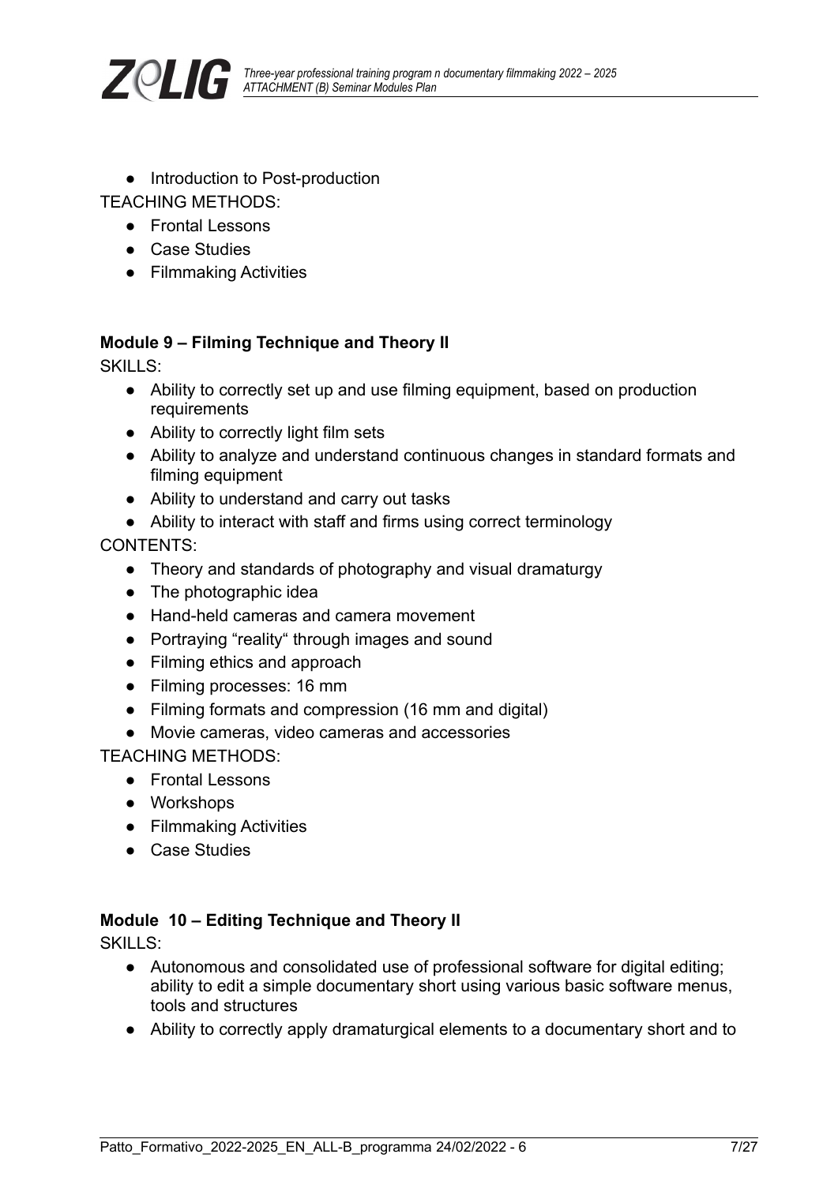- Introduction to Post-production

TEACHING METHODS:

- Frontal Lessons
- Case Studies
- Filmmaking Activities

### Module 9 – Filming Technique and Theory II

SKILLS:

- Ability to correctly set up and use filming equipment, based on production requirements
- Ability to correctly light film sets
- Ability to analyze and understand continuous changes in standard formats and filming equipment
- Ability to understand and carry out tasks
- Ability to interact with staff and firms using correct terminology

CONTENTS:

- Theory and standards of photography and visual dramaturgy
- The photographic idea
- Hand-held cameras and camera movement
- Portraying "reality" through images and sound
- Filming ethics and approach
- Filming processes: 16 mm
- Filming formats and compression (16 mm and digital)
- Movie cameras, video cameras and accessories

TEACHING METHODS:

- Frontal Lessons
- Workshops
- Filmmaking Activities
- Case Studies

### Module 10 – Editing Technique and Theory II

SKILLS:

- Autonomous and consolidated use of professional software for digital editing; ability to edit a simple documentary short using various basic software menus, tools and structures
- Ability to correctly apply dramaturgical elements to a documentary short and to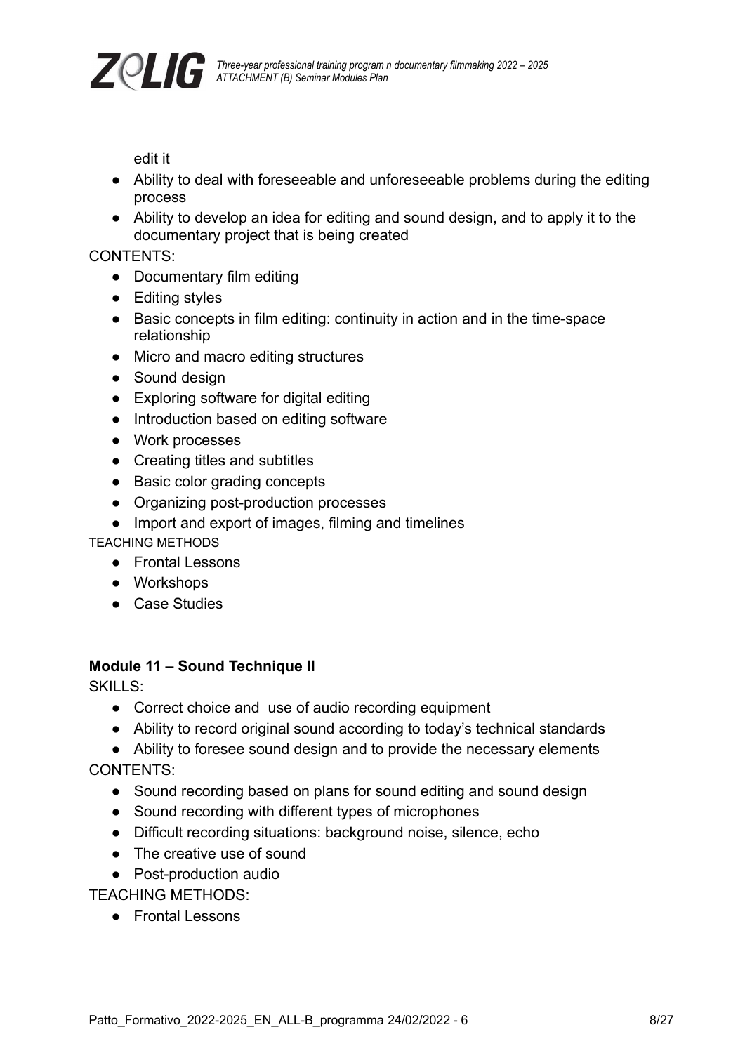edit it

- Ability to deal with foreseeable and unforeseeable problems during the editing process
- Ability to develop an idea for editing and sound design, and to apply it to the documentary project that is being created

CONTENTS:

- Documentary film editing
- Editing styles
- Basic concepts in film editing: continuity in action and in the time-space relationship
- Micro and macro editing structures
- Sound design
- Exploring software for digital editing
- Introduction based on editing software
- Work processes
- Creating titles and subtitles
- Basic color grading concepts
- Organizing post-production processes
- Import and export of images, filming and timelines

TEACHING METHODS

- Frontal Lessons
- Workshops
- Case Studies

**Module 11 – Sound Technique II**

SKILLS:

- Correct choice and use of audio recording equipment
- Ability to record original sound according to today's technical standards
- Ability to foresee sound design and to provide the necessary elements

CONTENTS:

- Sound recording based on plans for sound editing and sound design
- Sound recording with different types of microphones
- Difficult recording situations: background noise, silence, echo
- The creative use of sound
- Post-production audio

TEACHING METHODS:

- Frontal Lessons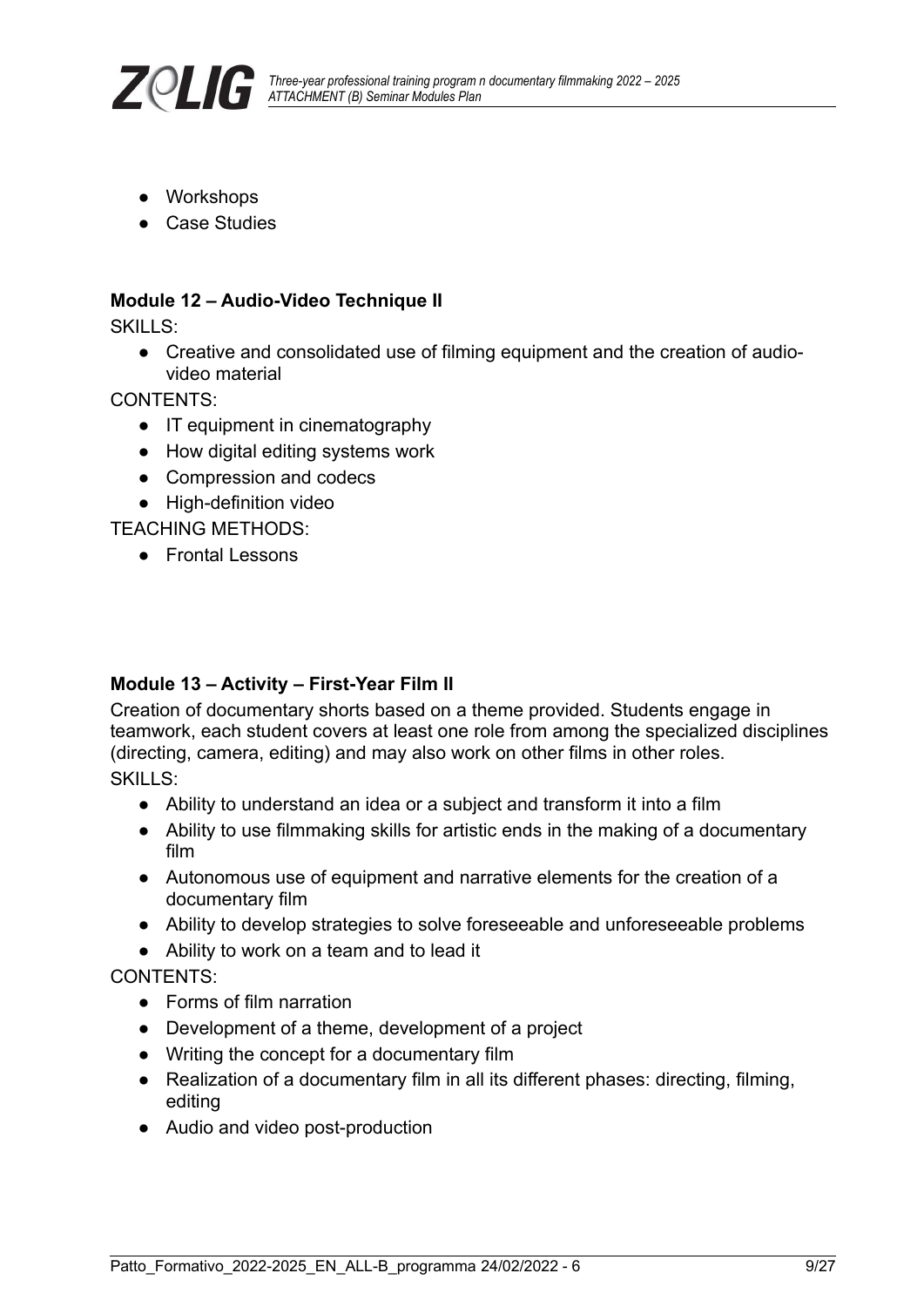- Workshops
- Case Studies

**Module 12 – Audio-Video Technique II**

SKILLS:

- Creative and consolidated use of filming equipment and the creation of audio-video material

CONTENTS:

- IT equipment in cinematography
- How digital editing systems work
- Compression and codecs
- High-definition video

TEACHING METHODS:

- Frontal Lessons

**Module 13 – Activity – First-Year Film II**

Creation of documentary shorts based on a theme provided. Students engage in teamwork, each student covers at least one role from among the specialized disciplines (directing, camera, editing) and may also work on other films in other roles.

SKILLS:

- Ability to understand an idea or a subject and transform it into a film
- Ability to use filmmaking skills for artistic ends in the making of a documentary film
- Autonomous use of equipment and narrative elements for the creation of a documentary film
- Ability to develop strategies to solve foreseeable and unforeseeable problems
- Ability to work on a team and to lead it

CONTENTS:

- Forms of film narration
- Development of a theme, development of a project
- Writing the concept for a documentary film
- Realization of a documentary film in all its different phases: directing, filming, editing
- Audio and video post-production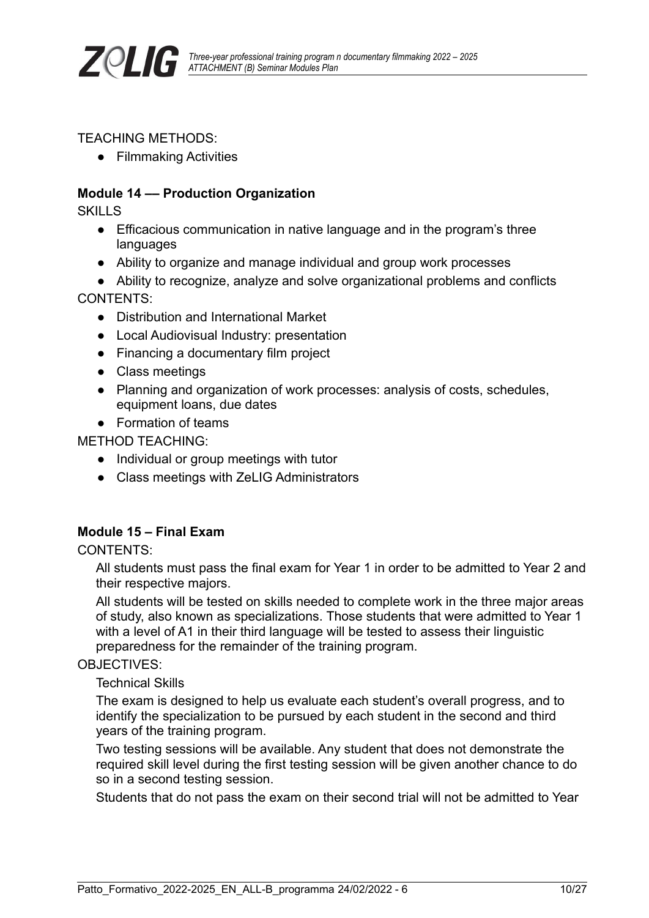TEACHING METHODS:

- Filmmaking Activities

**Module 14 –– Production Organization**

SKILLS

- Efficacious communication in native language and in the program's three languages
- Ability to organize and manage individual and group work processes
- Ability to recognize, analyze and solve organizational problems and conflicts

CONTENTS:

- Distribution and International Market
- Local Audiovisual Industry: presentation
- Financing a documentary film project
- Class meetings
- Planning and organization of work processes: analysis of costs, schedules, equipment loans, due dates
- Formation of teams

METHOD TEACHING:

- Individual or group meetings with tutor
- Class meetings with ZeLIG Administrators

**Module 15 – Final Exam**

CONTENTS:

All students must pass the final exam for Year 1 in order to be admitted to Year 2 and their respective majors.

All students will be tested on skills needed to complete work in the three major areas of study, also known as specializations. Those students that were admitted to Year 1 with a level of A1 in their third language will be tested to assess their linguistic preparedness for the remainder of the training program.

OBJECTIVES:

Technical Skills

The exam is designed to help us evaluate each student's overall progress, and to identify the specialization to be pursued by each student in the second and third years of the training program.

Two testing sessions will be available. Any student that does not demonstrate the required skill level during the first testing session will be given another chance to do so in a second testing session.

Students that do not pass the exam on their second trial will not be admitted to Year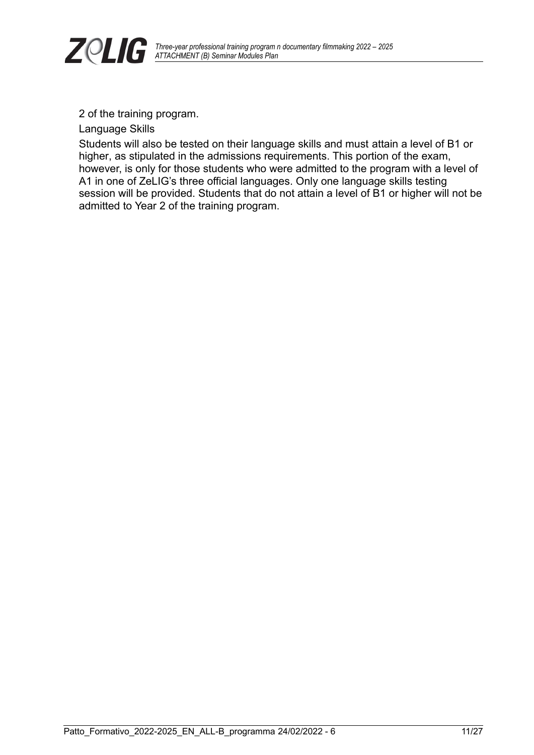2 of the training program.

Language Skills

Students will also be tested on their language skills and must attain a level of B1 or higher, as stipulated in the admissions requirements. This portion of the exam, however, is only for those students who were admitted to the program with a level of A1 in one of ZeLIG's three official languages. Only one language skills testing session will be provided. Students that do not attain a level of B1 or higher will not be admitted to Year 2 of the training program.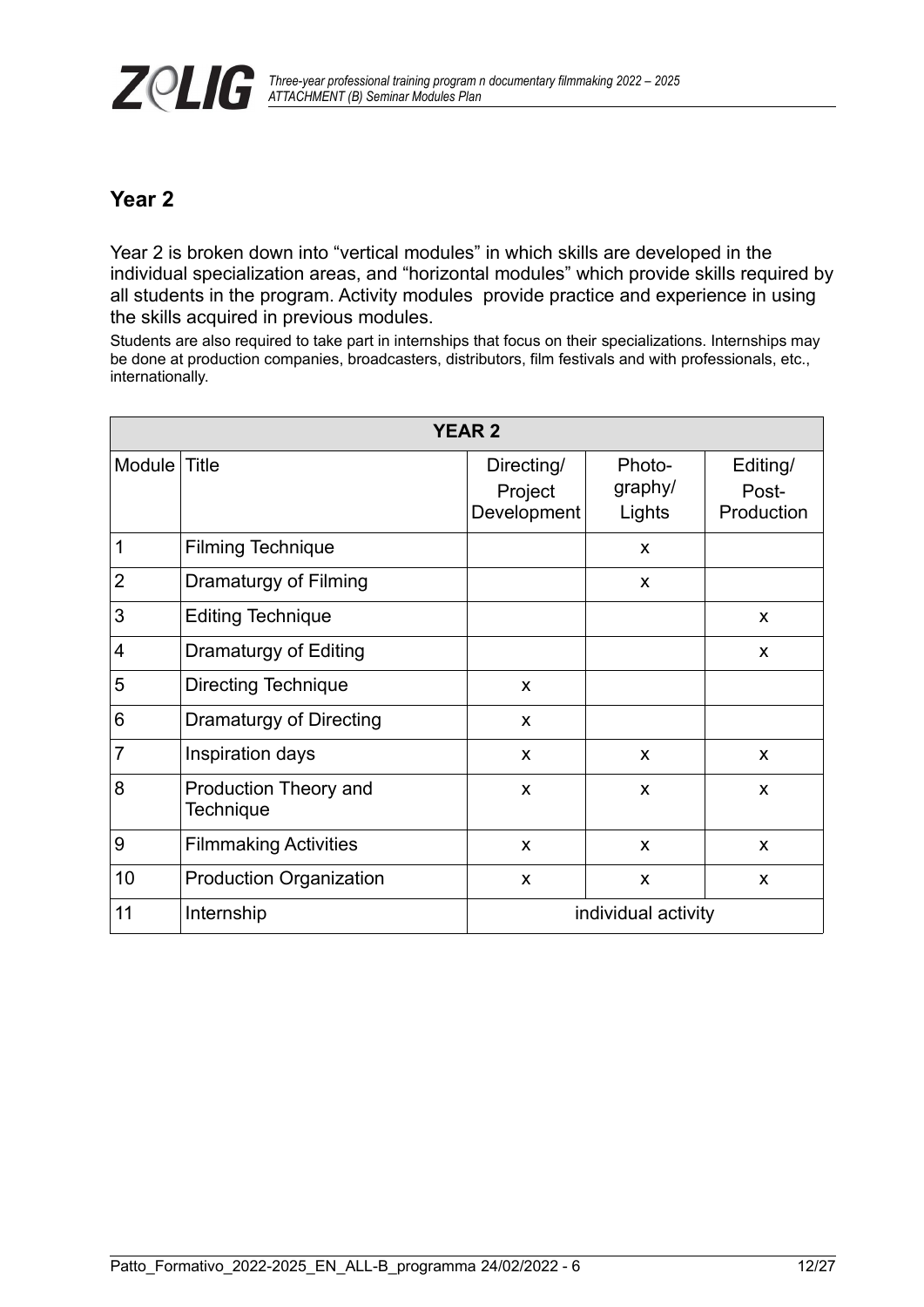## Year 2

Year 2 is broken down into "vertical modules" in which skills are developed in the individual specialization areas, and "horizontal modules" which provide skills required by all students in the program. Activity modules provide practice and experience in using the skills acquired in previous modules.

Students are also required to take part in internships that focus on their specializations. Internships may be done at production companies, broadcasters, distributors, film festivals and with professionals, etc., internationally.

| YEAR 2 | | | | |
|---|---|---|---|---|
| Module | Title | Directing/ Project Development | Photo-graphy/ Lights | Editing/ Post-Production |
| 1 | Filming Technique | | x | |
| 2 | Dramaturgy of Filming | | x | |
| 3 | Editing Technique | | | x |
| 4 | Dramaturgy of Editing | | | x |
| 5 | Directing Technique | x | | |
| 6 | Dramaturgy of Directing | x | | |
| 7 | Inspiration days | x | x | x |
| 8 | Production Theory and Technique | x | x | x |
| 9 | Filmmaking Activities | x | x | x |
| 10 | Production Organization | x | x | x |
| 11 | Internship | individual activity | | |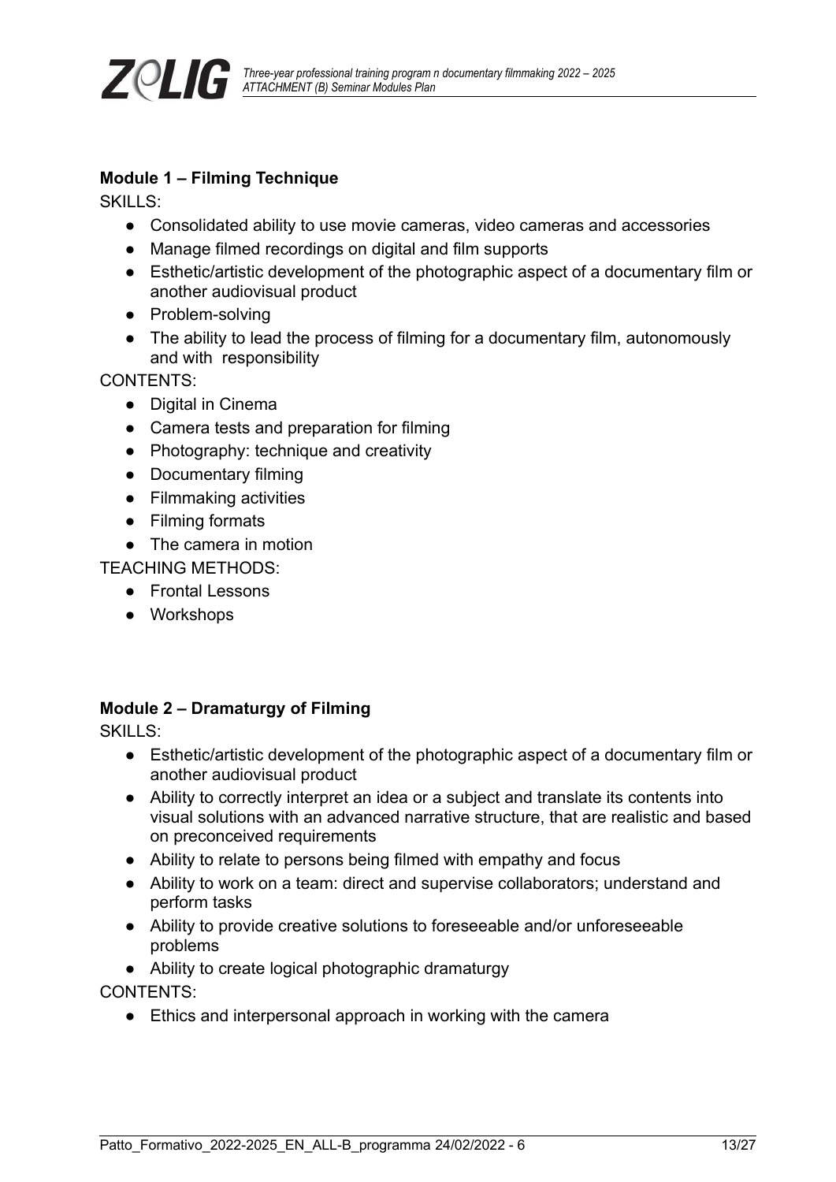### Module 1 – Filming Technique

SKILLS:

- Consolidated ability to use movie cameras, video cameras and accessories
- Manage filmed recordings on digital and film supports
- Esthetic/artistic development of the photographic aspect of a documentary film or another audiovisual product
- Problem-solving
- The ability to lead the process of filming for a documentary film, autonomously and with responsibility

CONTENTS:

- Digital in Cinema
- Camera tests and preparation for filming
- Photography: technique and creativity
- Documentary filming
- Filmmaking activities
- Filming formats
- The camera in motion

TEACHING METHODS:

- Frontal Lessons
- Workshops

### Module 2 – Dramaturgy of Filming

SKILLS:

- Esthetic/artistic development of the photographic aspect of a documentary film or another audiovisual product
- Ability to correctly interpret an idea or a subject and translate its contents into visual solutions with an advanced narrative structure, that are realistic and based on preconceived requirements
- Ability to relate to persons being filmed with empathy and focus
- Ability to work on a team: direct and supervise collaborators; understand and perform tasks
- Ability to provide creative solutions to foreseeable and/or unforeseeable problems
- Ability to create logical photographic dramaturgy

CONTENTS:

- Ethics and interpersonal approach in working with the camera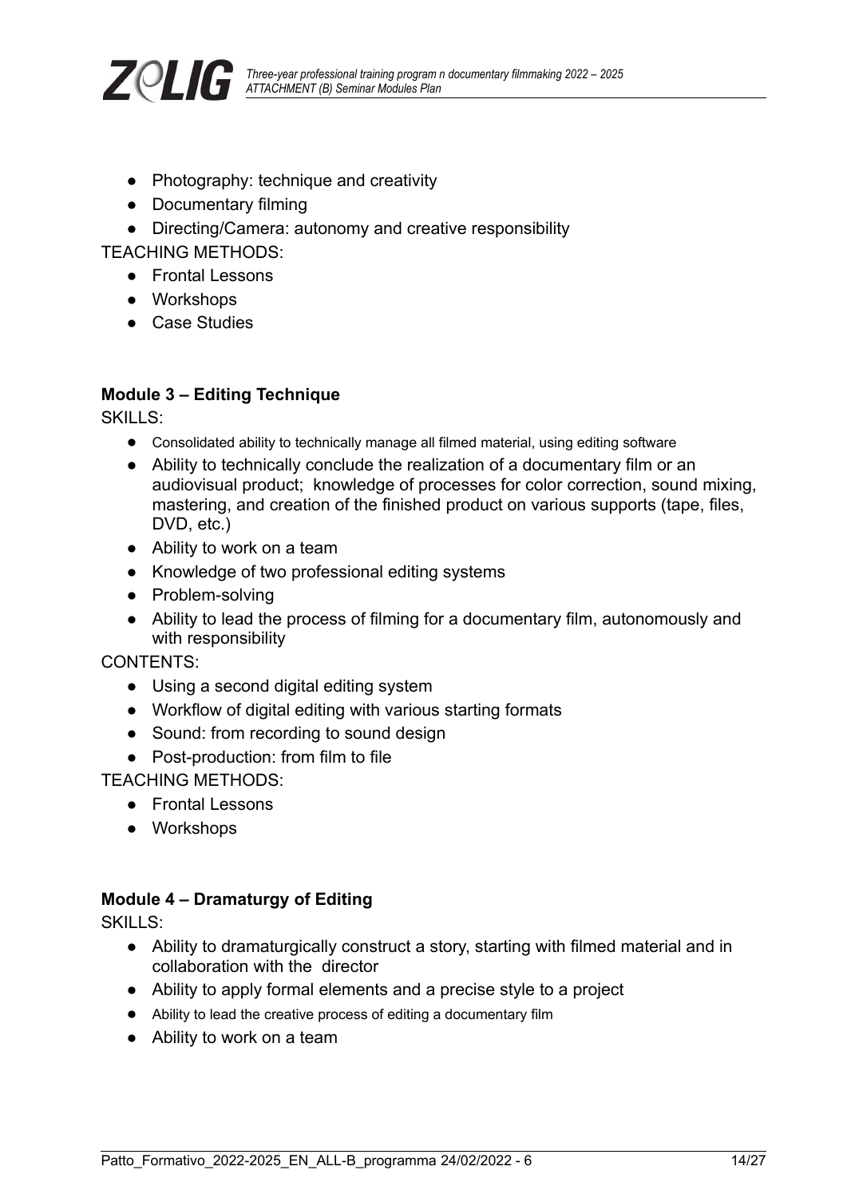- Photography: technique and creativity
- Documentary filming
- Directing/Camera: autonomy and creative responsibility

TEACHING METHODS:

- Frontal Lessons
- Workshops
- Case Studies

**Module 3 – Editing Technique**

SKILLS:

- Consolidated ability to technically manage all filmed material, using editing software
- Ability to technically conclude the realization of a documentary film or an audiovisual product; knowledge of processes for color correction, sound mixing, mastering, and creation of the finished product on various supports (tape, files, DVD, etc.)
- Ability to work on a team
- Knowledge of two professional editing systems
- Problem-solving
- Ability to lead the process of filming for a documentary film, autonomously and with responsibility

CONTENTS:

- Using a second digital editing system
- Workflow of digital editing with various starting formats
- Sound: from recording to sound design
- Post-production: from film to file

TEACHING METHODS:

- Frontal Lessons
- Workshops

**Module 4 – Dramaturgy of Editing**

SKILLS:

- Ability to dramaturgically construct a story, starting with filmed material and in collaboration with the director
- Ability to apply formal elements and a precise style to a project
- Ability to lead the creative process of editing a documentary film
- Ability to work on a team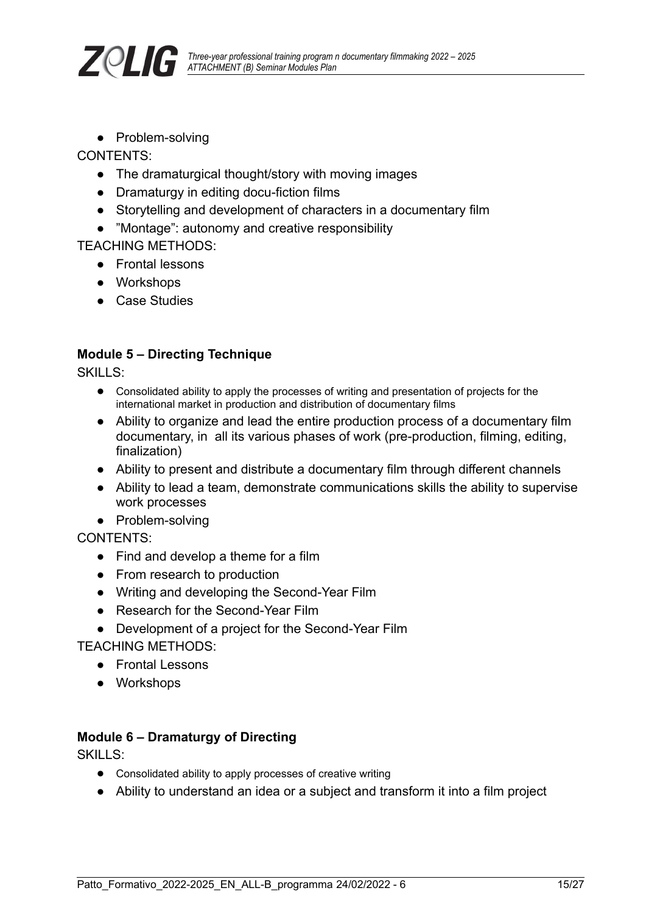- Problem-solving

CONTENTS:

- The dramaturgical thought/story with moving images
- Dramaturgy in editing docu-fiction films
- Storytelling and development of characters in a documentary film
- ”Montage”: autonomy and creative responsibility

TEACHING METHODS:

- Frontal lessons
- Workshops
- Case Studies

**Module 5 – Directing Technique**

SKILLS:

- Consolidated ability to apply the processes of writing and presentation of projects for the international market in production and distribution of documentary films
- Ability to organize and lead the entire production process of a documentary film documentary, in all its various phases of work (pre-production, filming, editing, finalization)
- Ability to present and distribute a documentary film through different channels
- Ability to lead a team, demonstrate communications skills the ability to supervise work processes
- Problem-solving

CONTENTS:

- Find and develop a theme for a film
- From research to production
- Writing and developing the Second-Year Film
- Research for the Second-Year Film
- Development of a project for the Second-Year Film

TEACHING METHODS:

- Frontal Lessons
- Workshops

**Module 6 – Dramaturgy of Directing**

SKILLS:

- Consolidated ability to apply processes of creative writing
- Ability to understand an idea or a subject and transform it into a film project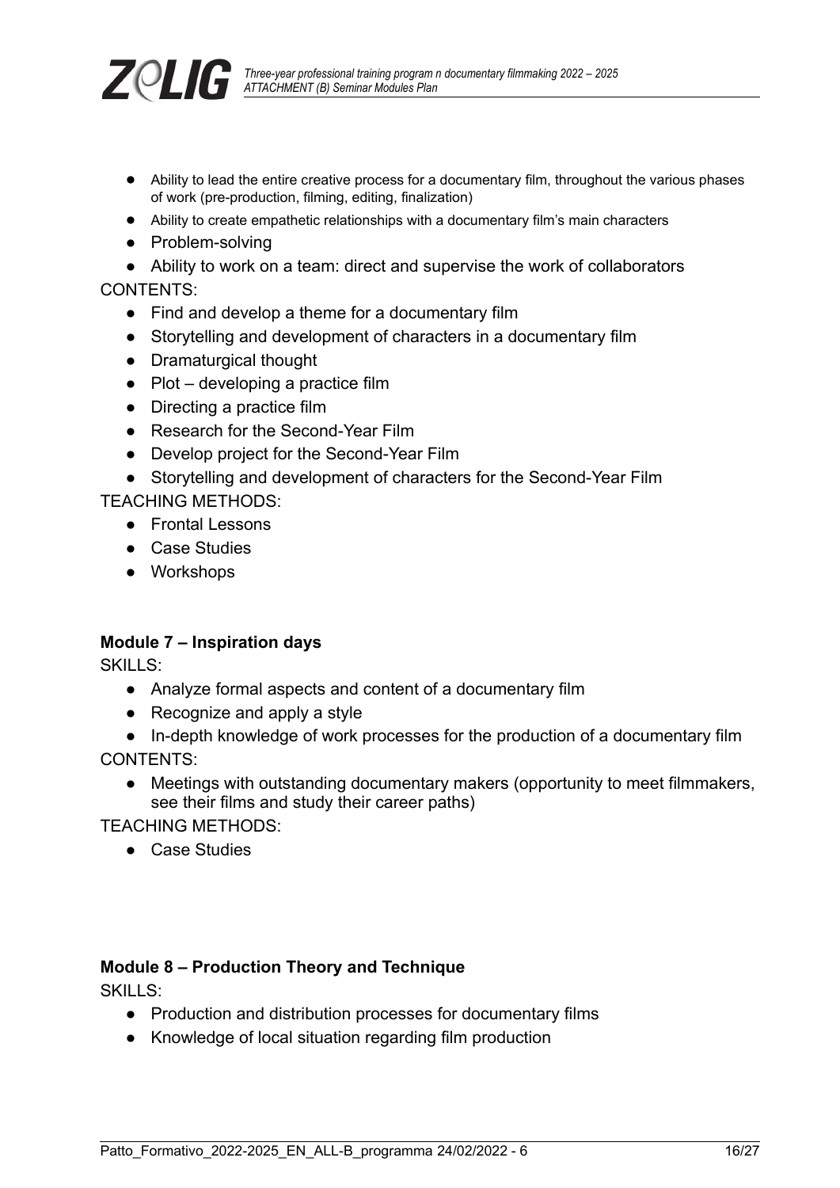- Ability to lead the entire creative process for a documentary film, throughout the various phases of work (pre-production, filming, editing, finalization)
- Ability to create empathetic relationships with a documentary film's main characters
- Problem-solving
- Ability to work on a team: direct and supervise the work of collaborators

CONTENTS:

- Find and develop a theme for a documentary film
- Storytelling and development of characters in a documentary film
- Dramaturgical thought
- Plot – developing a practice film
- Directing a practice film
- Research for the Second-Year Film
- Develop project for the Second-Year Film
- Storytelling and development of characters for the Second-Year Film

TEACHING METHODS:

- Frontal Lessons
- Case Studies
- Workshops

**Module 7 – Inspiration days**

SKILLS:

- Analyze formal aspects and content of a documentary film
- Recognize and apply a style
- In-depth knowledge of work processes for the production of a documentary film

CONTENTS:

- Meetings with outstanding documentary makers (opportunity to meet filmmakers, see their films and study their career paths)

TEACHING METHODS:

- Case Studies

**Module 8 – Production Theory and Technique**

SKILLS:

- Production and distribution processes for documentary films
- Knowledge of local situation regarding film production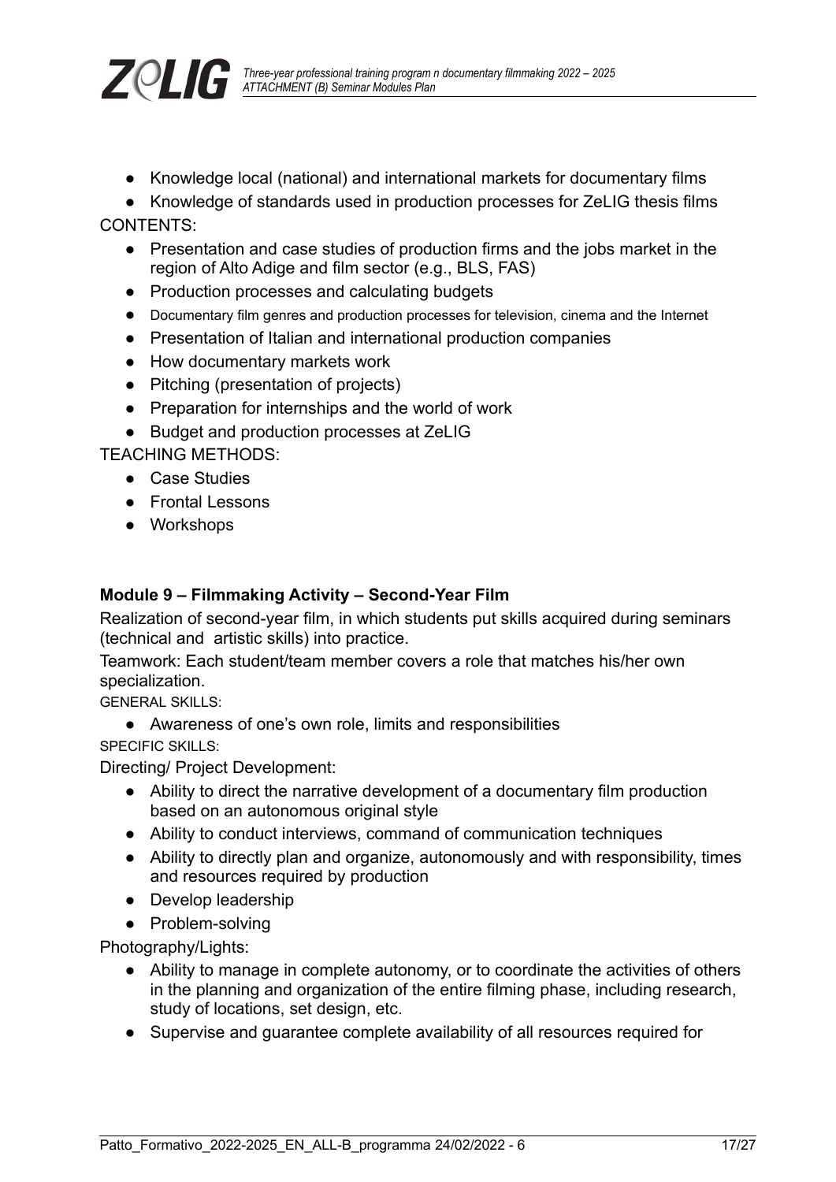- Knowledge local (national) and international markets for documentary films
- Knowledge of standards used in production processes for ZeLIG thesis films

CONTENTS:

- Presentation and case studies of production firms and the jobs market in the region of Alto Adige and film sector (e.g., BLS, FAS)
- Production processes and calculating budgets
- Documentary film genres and production processes for television, cinema and the Internet
- Presentation of Italian and international production companies
- How documentary markets work
- Pitching (presentation of projects)
- Preparation for internships and the world of work
- Budget and production processes at ZeLIG

TEACHING METHODS:

- Case Studies
- Frontal Lessons
- Workshops

**Module 9 – Filmmaking Activity – Second-Year Film**

Realization of second-year film, in which students put skills acquired during seminars (technical and artistic skills) into practice.

Teamwork: Each student/team member covers a role that matches his/her own specialization.

GENERAL SKILLS:

- Awareness of one's own role, limits and responsibilities

SPECIFIC SKILLS:

Directing/ Project Development:

- Ability to direct the narrative development of a documentary film production based on an autonomous original style
- Ability to conduct interviews, command of communication techniques
- Ability to directly plan and organize, autonomously and with responsibility, times and resources required by production
- Develop leadership
- Problem-solving

Photography/Lights:

- Ability to manage in complete autonomy, or to coordinate the activities of others in the planning and organization of the entire filming phase, including research, study of locations, set design, etc.
- Supervise and guarantee complete availability of all resources required for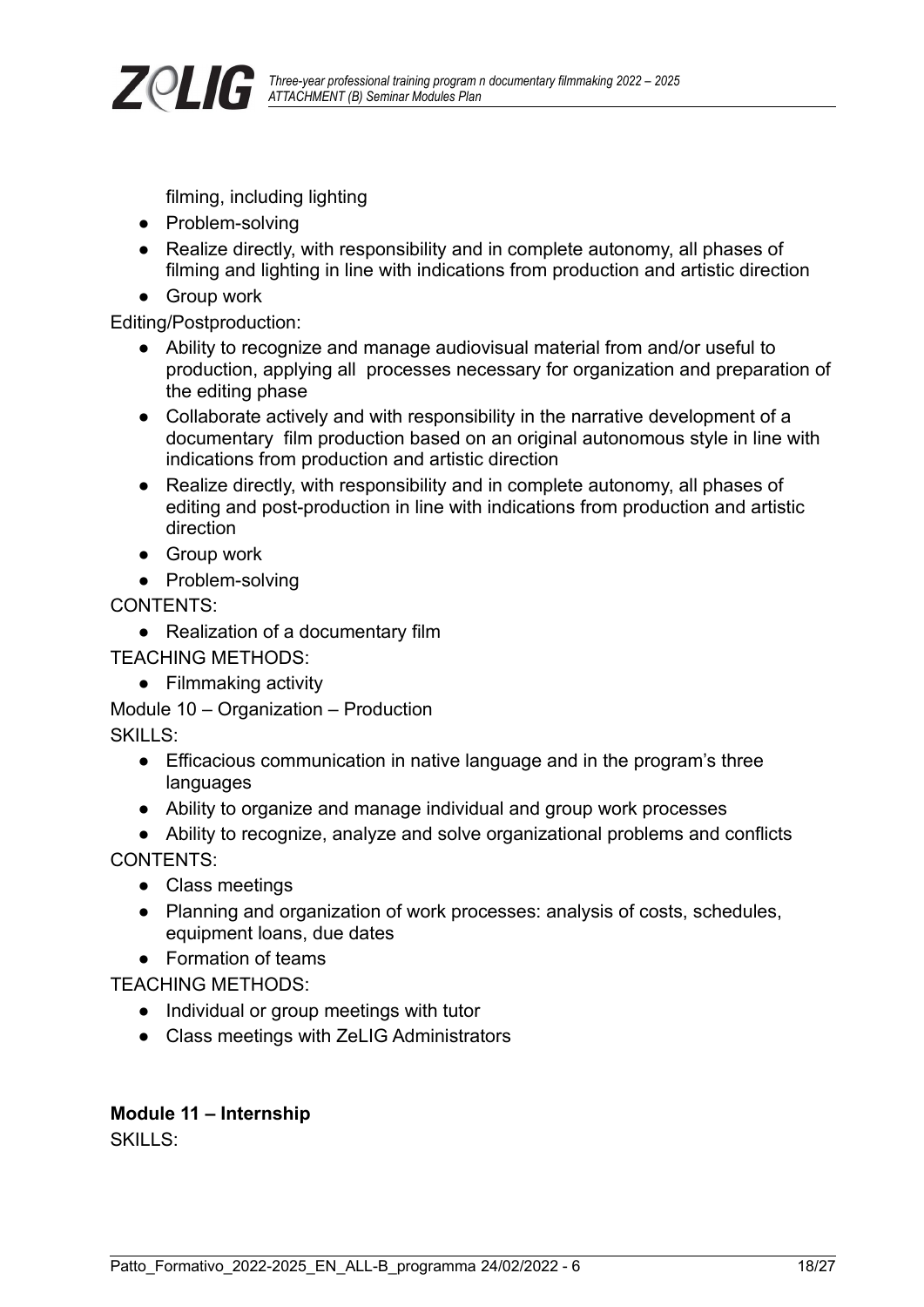filming, including lighting

- Problem-solving
- Realize directly, with responsibility and in complete autonomy, all phases of filming and lighting in line with indications from production and artistic direction
- Group work

Editing/Postproduction:

- Ability to recognize and manage audiovisual material from and/or useful to production, applying all processes necessary for organization and preparation of the editing phase
- Collaborate actively and with responsibility in the narrative development of a documentary film production based on an original autonomous style in line with indications from production and artistic direction
- Realize directly, with responsibility and in complete autonomy, all phases of editing and post-production in line with indications from production and artistic direction
- Group work
- Problem-solving

CONTENTS:

- Realization of a documentary film

TEACHING METHODS:

- Filmmaking activity

Module 10 – Organization – Production

SKILLS:

- Efficacious communication in native language and in the program's three languages
- Ability to organize and manage individual and group work processes
- Ability to recognize, analyze and solve organizational problems and conflicts

CONTENTS:

- Class meetings
- Planning and organization of work processes: analysis of costs, schedules, equipment loans, due dates
- Formation of teams

TEACHING METHODS:

- Individual or group meetings with tutor
- Class meetings with ZeLIG Administrators

**Module 11 – Internship**

SKILLS: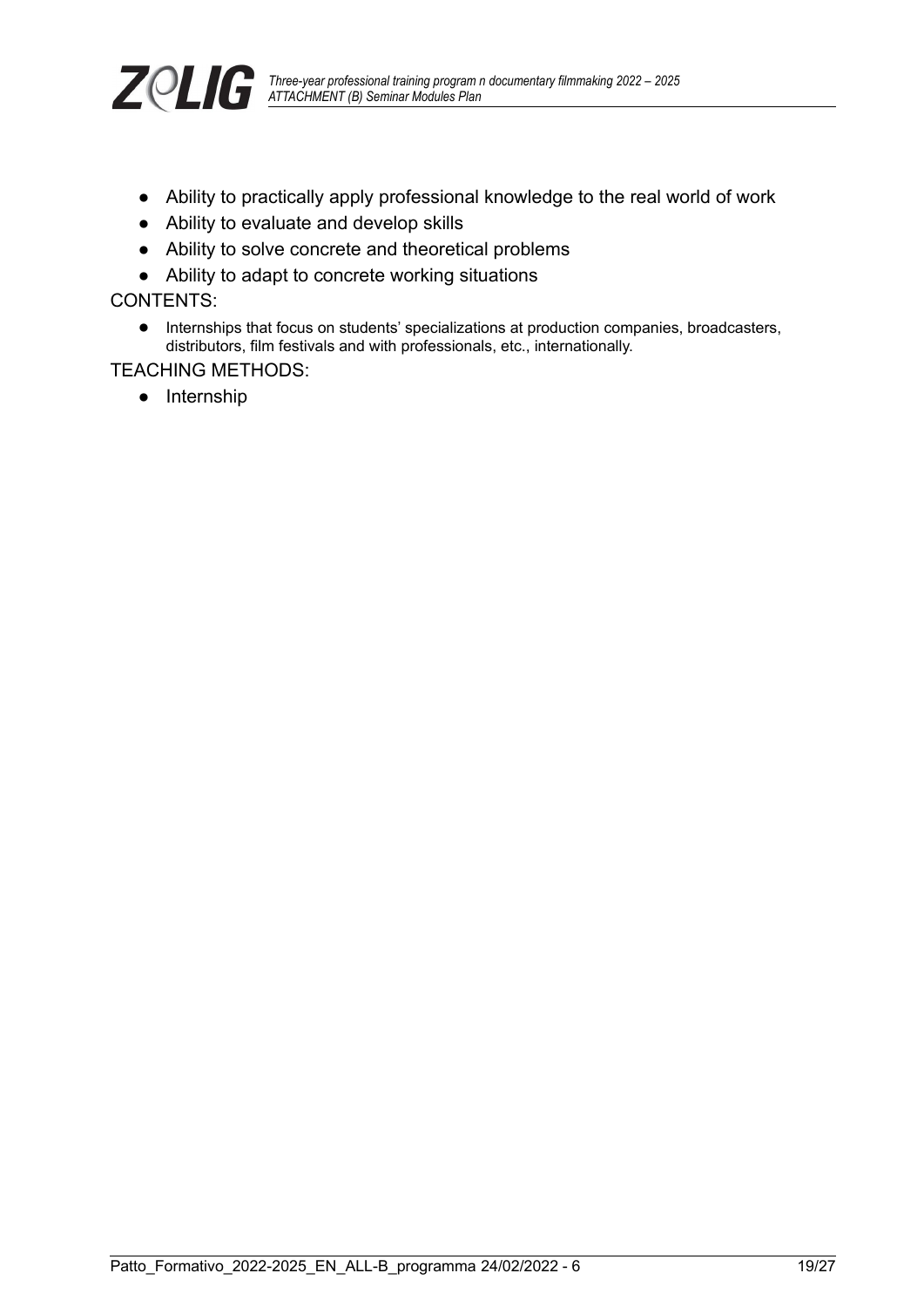- Ability to practically apply professional knowledge to the real world of work
- Ability to evaluate and develop skills
- Ability to solve concrete and theoretical problems
- Ability to adapt to concrete working situations

CONTENTS:

- Internships that focus on students' specializations at production companies, broadcasters, distributors, film festivals and with professionals, etc., internationally.

TEACHING METHODS:

- Internship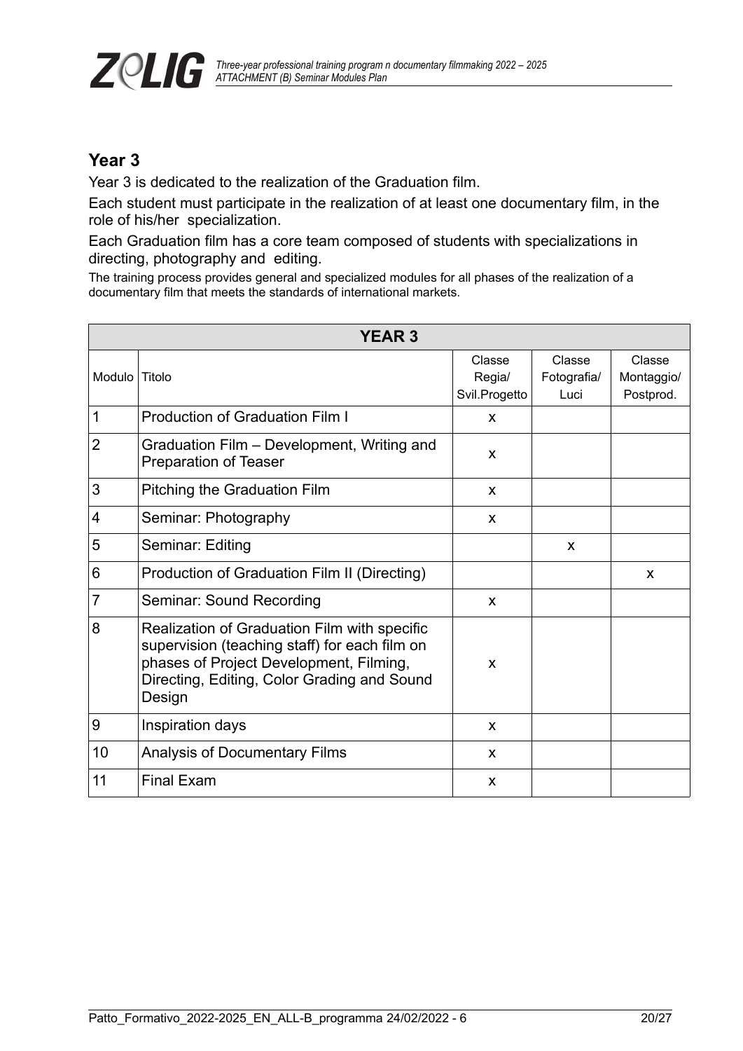## Year 3

Year 3 is dedicated to the realization of the Graduation film.

Each student must participate in the realization of at least one documentary film, in the role of his/her specialization.

Each Graduation film has a core team composed of students with specializations in directing, photography and editing.

The training process provides general and specialized modules for all phases of the realization of a documentary film that meets the standards of international markets.

| **YEAR 3** | | | | |
|---|---|---|---|---|
| Modulo | Titolo | Classe Regia/ Svil.Progetto | Classe Fotografia/ Luci | Classe Montaggio/ Postprod. |
| 1 | Production of Graduation Film I | x | | |
| 2 | Graduation Film – Development, Writing and Preparation of Teaser | x | | |
| 3 | Pitching the Graduation Film | x | | |
| 4 | Seminar: Photography | x | | |
| 5 | Seminar: Editing | | x | |
| 6 | Production of Graduation Film II (Directing) | | | x |
| 7 | Seminar: Sound Recording | x | | |
| 8 | Realization of Graduation Film with specific supervision (teaching staff) for each film on phases of Project Development, Filming, Directing, Editing, Color Grading and Sound Design | x | | |
| 9 | Inspiration days | x | | |
| 10 | Analysis of Documentary Films | x | | |
| 11 | Final Exam | x | | |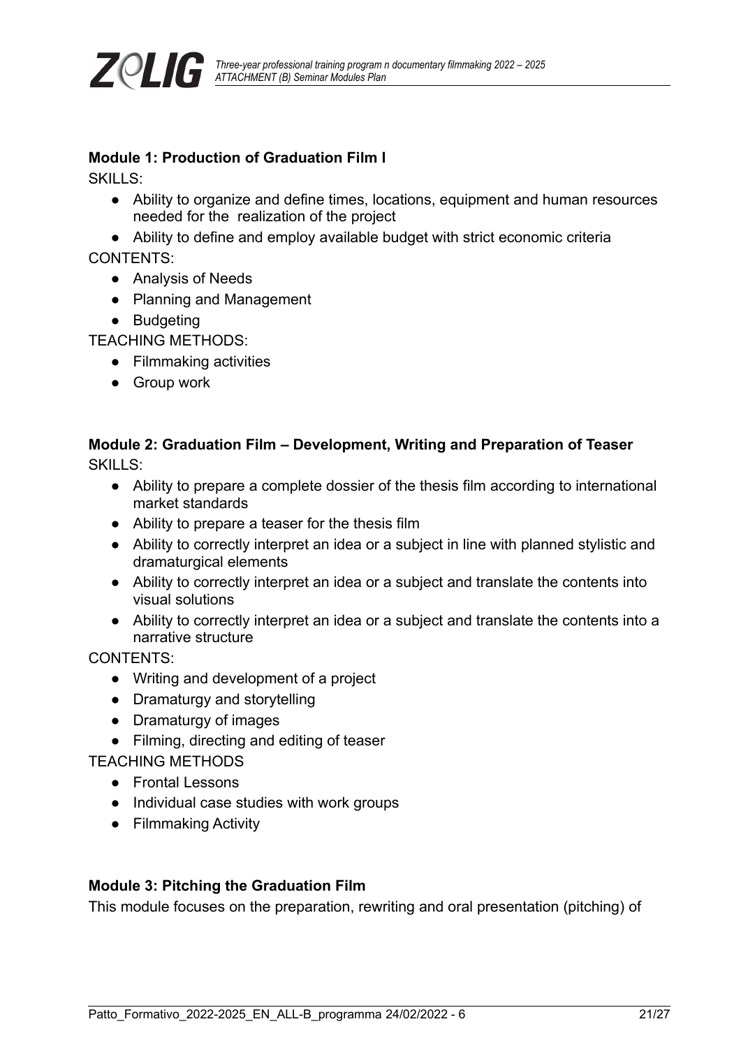**Module 1: Production of Graduation Film I**

SKILLS:

- Ability to organize and define times, locations, equipment and human resources needed for the realization of the project
- Ability to define and employ available budget with strict economic criteria

CONTENTS:

- Analysis of Needs
- Planning and Management
- Budgeting

TEACHING METHODS:

- Filmmaking activities
- Group work

**Module 2: Graduation Film – Development, Writing and Preparation of Teaser**

SKILLS:

- Ability to prepare a complete dossier of the thesis film according to international market standards
- Ability to prepare a teaser for the thesis film
- Ability to correctly interpret an idea or a subject in line with planned stylistic and dramaturgical elements
- Ability to correctly interpret an idea or a subject and translate the contents into visual solutions
- Ability to correctly interpret an idea or a subject and translate the contents into a narrative structure

CONTENTS:

- Writing and development of a project
- Dramaturgy and storytelling
- Dramaturgy of images
- Filming, directing and editing of teaser

TEACHING METHODS

- Frontal Lessons
- Individual case studies with work groups
- Filmmaking Activity

**Module 3: Pitching the Graduation Film**

This module focuses on the preparation, rewriting and oral presentation (pitching) of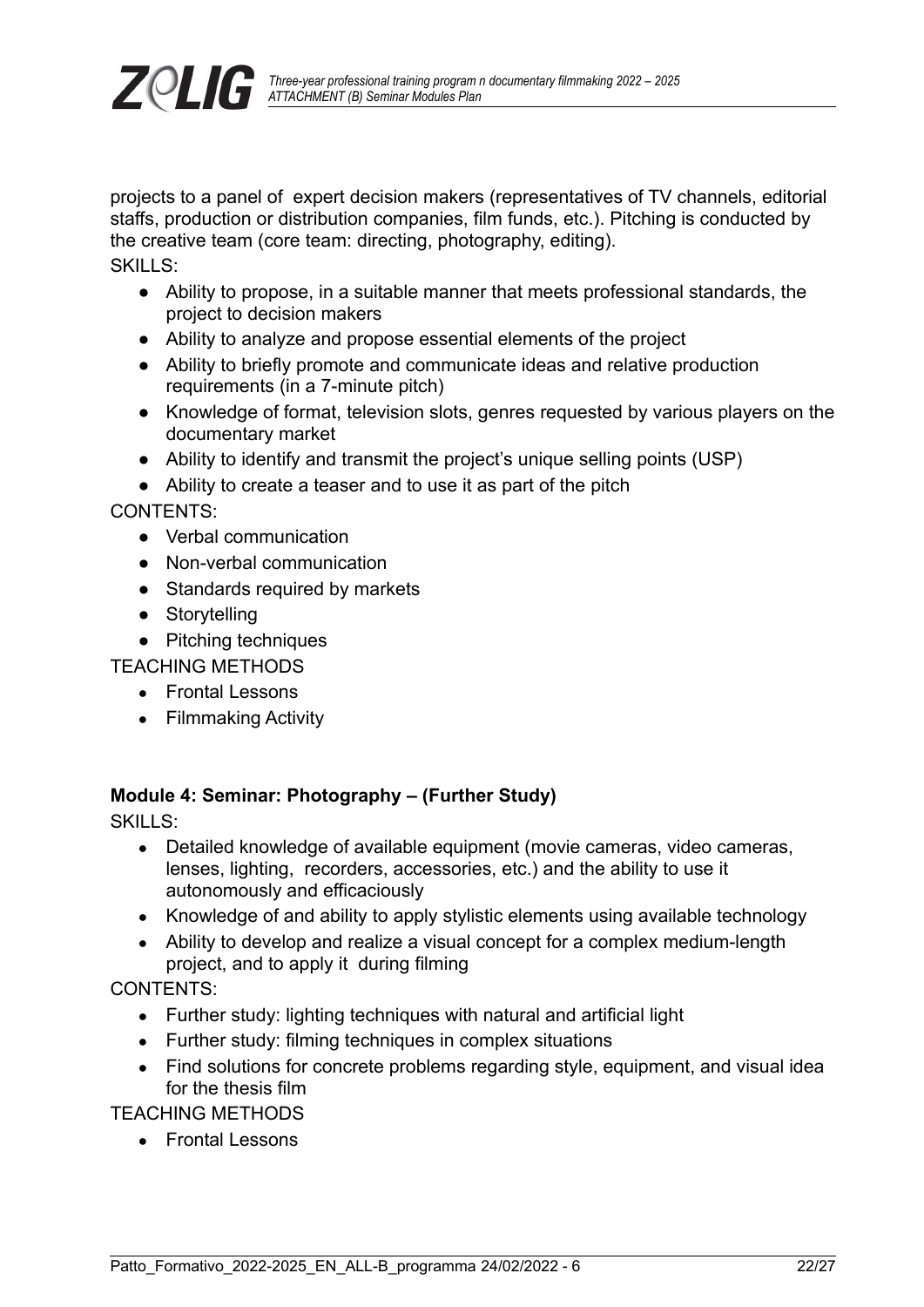projects to a panel of expert decision makers (representatives of TV channels, editorial staffs, production or distribution companies, film funds, etc.). Pitching is conducted by the creative team (core team: directing, photography, editing).

SKILLS:

- Ability to propose, in a suitable manner that meets professional standards, the project to decision makers
- Ability to analyze and propose essential elements of the project
- Ability to briefly promote and communicate ideas and relative production requirements (in a 7-minute pitch)
- Knowledge of format, television slots, genres requested by various players on the documentary market
- Ability to identify and transmit the project's unique selling points (USP)
- Ability to create a teaser and to use it as part of the pitch

CONTENTS:

- Verbal communication
- Non-verbal communication
- Standards required by markets
- Storytelling
- Pitching techniques

TEACHING METHODS

- Frontal Lessons
- Filmmaking Activity

**Module 4: Seminar: Photography – (Further Study)**

SKILLS:

- Detailed knowledge of available equipment (movie cameras, video cameras, lenses, lighting, recorders, accessories, etc.) and the ability to use it autonomously and efficaciously
- Knowledge of and ability to apply stylistic elements using available technology
- Ability to develop and realize a visual concept for a complex medium-length project, and to apply it during filming

CONTENTS:

- Further study: lighting techniques with natural and artificial light
- Further study: filming techniques in complex situations
- Find solutions for concrete problems regarding style, equipment, and visual idea for the thesis film

TEACHING METHODS

- Frontal Lessons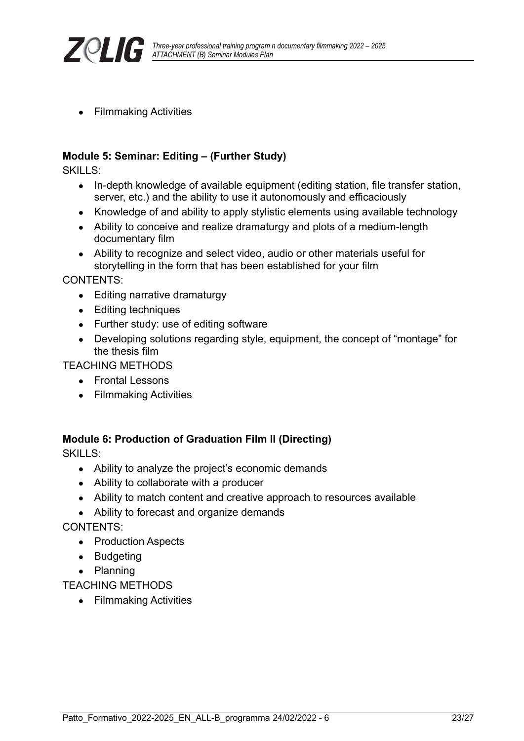- Filmmaking Activities

**Module 5: Seminar: Editing – (Further Study)**

SKILLS:

- In-depth knowledge of available equipment (editing station, file transfer station, server, etc.) and the ability to use it autonomously and efficaciously
- Knowledge of and ability to apply stylistic elements using available technology
- Ability to conceive and realize dramaturgy and plots of a medium-length documentary film
- Ability to recognize and select video, audio or other materials useful for storytelling in the form that has been established for your film

CONTENTS:

- Editing narrative dramaturgy
- Editing techniques
- Further study: use of editing software
- Developing solutions regarding style, equipment, the concept of "montage" for the thesis film

TEACHING METHODS

- Frontal Lessons
- Filmmaking Activities

**Module 6: Production of Graduation Film II (Directing)**

SKILLS:

- Ability to analyze the project's economic demands
- Ability to collaborate with a producer
- Ability to match content and creative approach to resources available
- Ability to forecast and organize demands

CONTENTS:

- Production Aspects
- Budgeting
- Planning

TEACHING METHODS

- Filmmaking Activities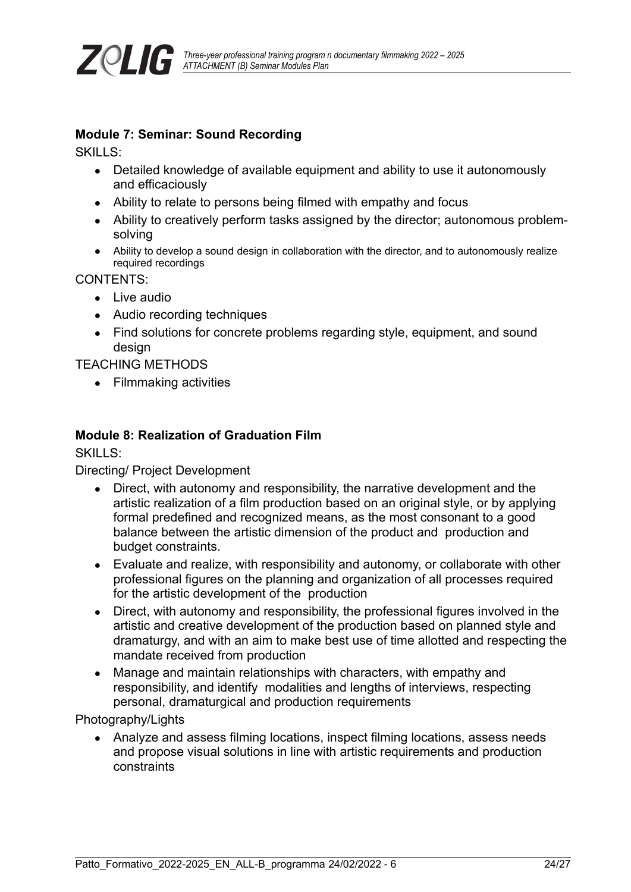**Module 7: Seminar: Sound Recording**

SKILLS:

- Detailed knowledge of available equipment and ability to use it autonomously and efficaciously
- Ability to relate to persons being filmed with empathy and focus
- Ability to creatively perform tasks assigned by the director; autonomous problem-solving
- Ability to develop a sound design in collaboration with the director, and to autonomously realize required recordings

CONTENTS:

- Live audio
- Audio recording techniques
- Find solutions for concrete problems regarding style, equipment, and sound design

TEACHING METHODS

- Filmmaking activities

**Module 8: Realization of Graduation Film**

SKILLS:

Directing/ Project Development

- Direct, with autonomy and responsibility, the narrative development and the artistic realization of a film production based on an original style, or by applying formal predefined and recognized means, as the most consonant to a good balance between the artistic dimension of the product and production and budget constraints.
- Evaluate and realize, with responsibility and autonomy, or collaborate with other professional figures on the planning and organization of all processes required for the artistic development of the production
- Direct, with autonomy and responsibility, the professional figures involved in the artistic and creative development of the production based on planned style and dramaturgy, and with an aim to make best use of time allotted and respecting the mandate received from production
- Manage and maintain relationships with characters, with empathy and responsibility, and identify modalities and lengths of interviews, respecting personal, dramaturgical and production requirements

Photography/Lights

- Analyze and assess filming locations, inspect filming locations, assess needs and propose visual solutions in line with artistic requirements and production constraints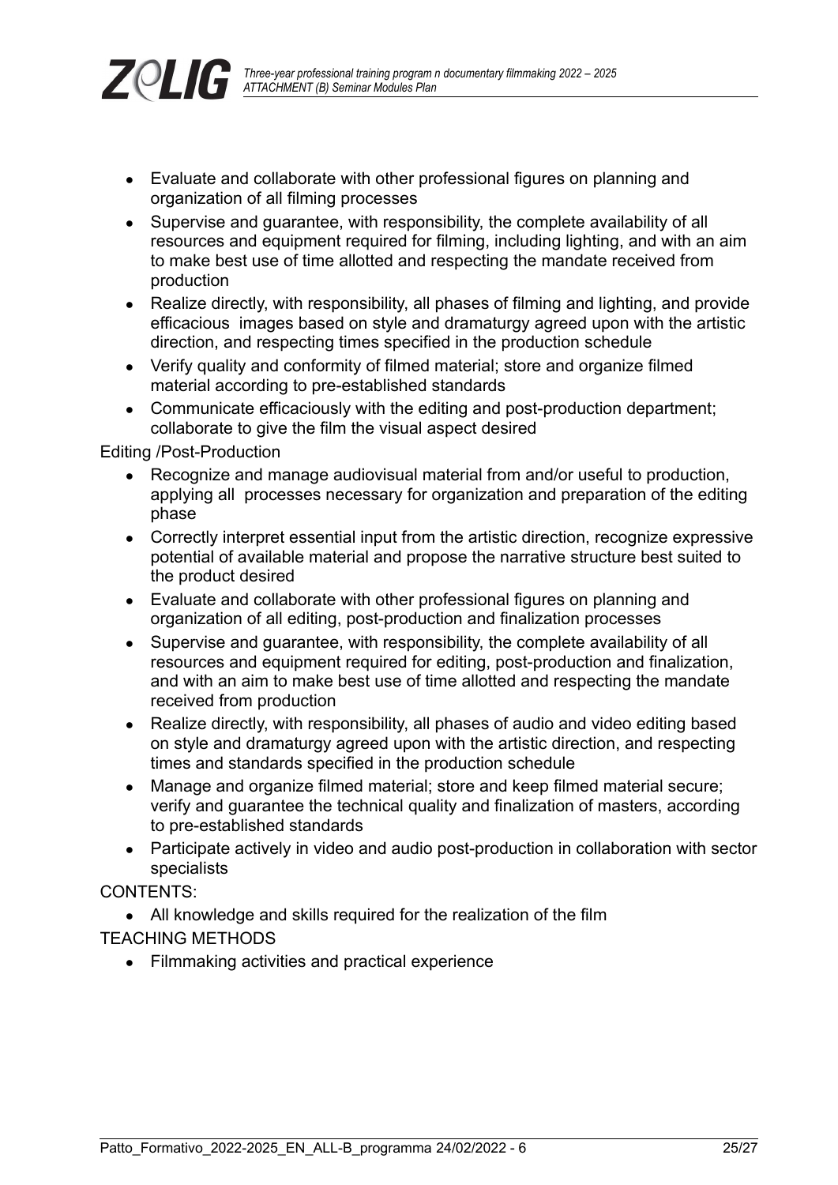- Evaluate and collaborate with other professional figures on planning and organization of all filming processes
- Supervise and guarantee, with responsibility, the complete availability of all resources and equipment required for filming, including lighting, and with an aim to make best use of time allotted and respecting the mandate received from production
- Realize directly, with responsibility, all phases of filming and lighting, and provide efficacious images based on style and dramaturgy agreed upon with the artistic direction, and respecting times specified in the production schedule
- Verify quality and conformity of filmed material; store and organize filmed material according to pre-established standards
- Communicate efficaciously with the editing and post-production department; collaborate to give the film the visual aspect desired

Editing /Post-Production

- Recognize and manage audiovisual material from and/or useful to production, applying all processes necessary for organization and preparation of the editing phase
- Correctly interpret essential input from the artistic direction, recognize expressive potential of available material and propose the narrative structure best suited to the product desired
- Evaluate and collaborate with other professional figures on planning and organization of all editing, post-production and finalization processes
- Supervise and guarantee, with responsibility, the complete availability of all resources and equipment required for editing, post-production and finalization, and with an aim to make best use of time allotted and respecting the mandate received from production
- Realize directly, with responsibility, all phases of audio and video editing based on style and dramaturgy agreed upon with the artistic direction, and respecting times and standards specified in the production schedule
- Manage and organize filmed material; store and keep filmed material secure; verify and guarantee the technical quality and finalization of masters, according to pre-established standards
- Participate actively in video and audio post-production in collaboration with sector specialists

CONTENTS:

- All knowledge and skills required for the realization of the film

TEACHING METHODS

- Filmmaking activities and practical experience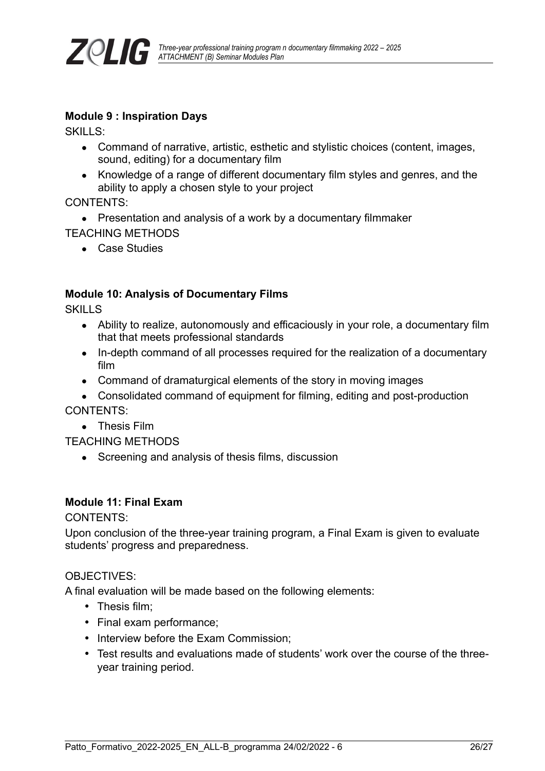**Module 9 : Inspiration Days**

SKILLS:

- Command of narrative, artistic, esthetic and stylistic choices (content, images, sound, editing) for a documentary film
- Knowledge of a range of different documentary film styles and genres, and the ability to apply a chosen style to your project

CONTENTS:

- Presentation and analysis of a work by a documentary filmmaker

TEACHING METHODS

- Case Studies

**Module 10: Analysis of Documentary Films**

SKILLS

- Ability to realize, autonomously and efficaciously in your role, a documentary film that that meets professional standards
- In-depth command of all processes required for the realization of a documentary film
- Command of dramaturgical elements of the story in moving images
- Consolidated command of equipment for filming, editing and post-production

CONTENTS:

- Thesis Film

TEACHING METHODS

- Screening and analysis of thesis films, discussion

**Module 11: Final Exam**

CONTENTS:

Upon conclusion of the three-year training program, a Final Exam is given to evaluate students' progress and preparedness.

OBJECTIVES:

A final evaluation will be made based on the following elements:

- Thesis film;
- Final exam performance;
- Interview before the Exam Commission;
- Test results and evaluations made of students' work over the course of the three-year training period.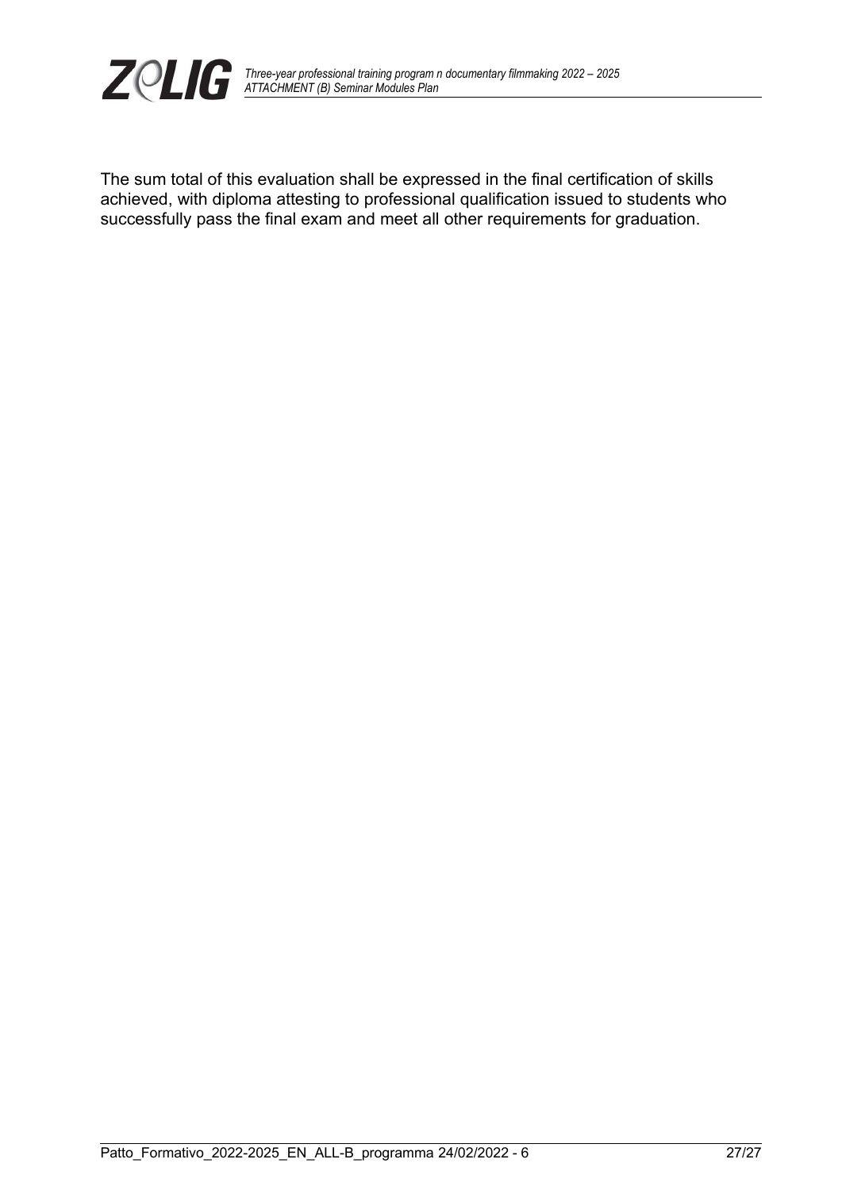The sum total of this evaluation shall be expressed in the final certification of skills achieved, with diploma attesting to professional qualification issued to students who successfully pass the final exam and meet all other requirements for graduation.